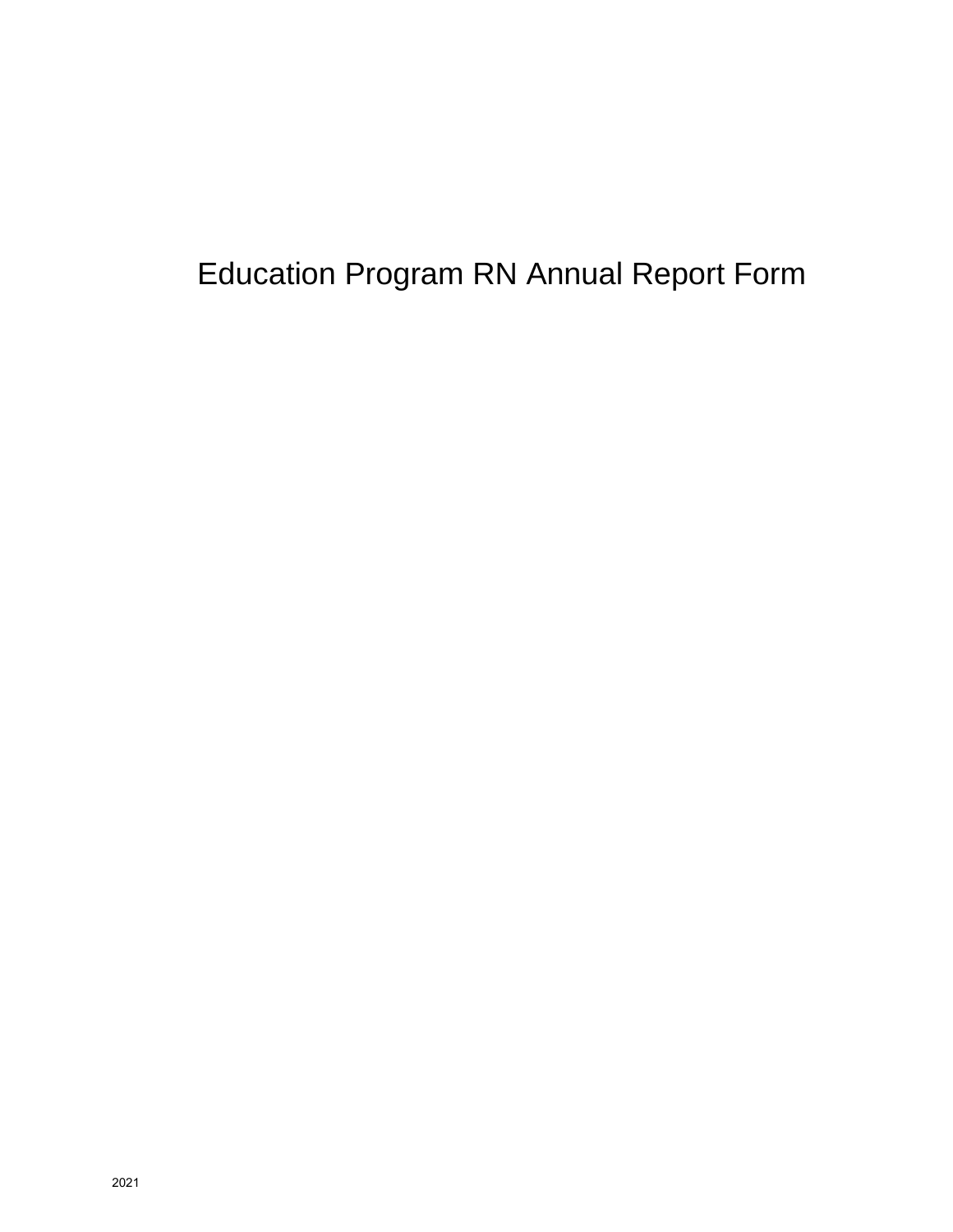# Education Program RN Annual Report Form

2021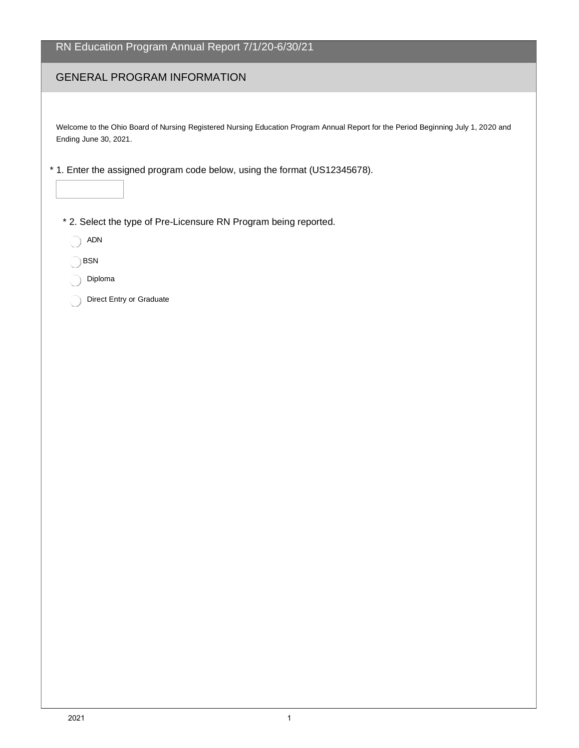# RN Education Program Annual Report 7/1/20-6/30/21

## GENERAL PROGRAM INFORMATION

Welcome to the Ohio Board of Nursing Registered Nursing Education Program Annual Report for the Period Beginning July 1, 2020 and Ending June 30, 2021.

\* 1. Enter the assigned program code below, using the format (US12345678).

\* 2. Select the type of Pre-Licensure RN Program being reported.

- ADN
- BSN
- Diploma
- Direct Entry or Graduate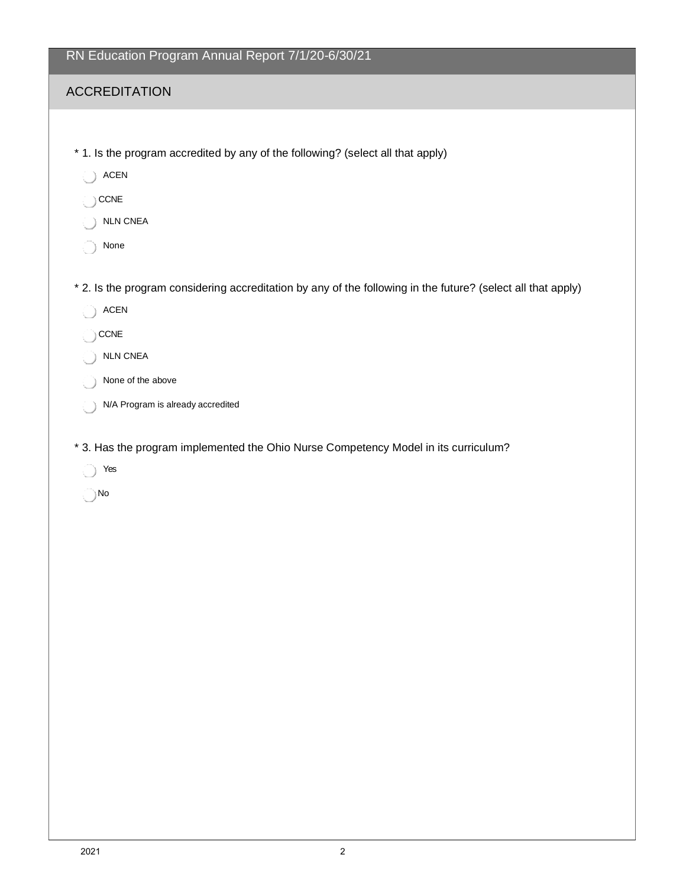# RN Education Program Annual Report 7/1/20-6/30/21

## ACCREDITATION

\* 1. Is the program accredited by any of the following? (select all that apply)

- ACEN
- CCNE
- NLN CNEA
- None

\* 2. Is the program considering accreditation by any of the following in the future? (select all that apply)

- ACEN
- CCNE
- NLN CNEA
- None of the above
- N/A Program is already accredited

\* 3. Has the program implemented the Ohio Nurse Competency Model in its curriculum?

- Yes
- No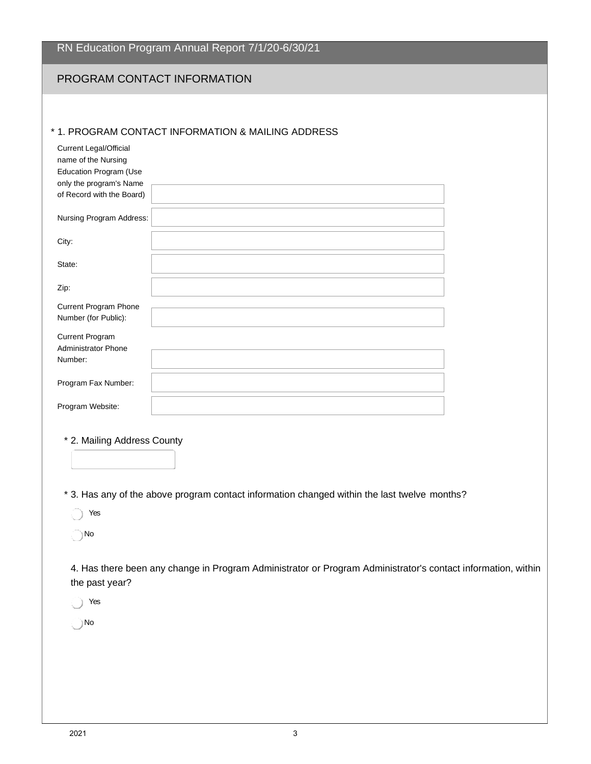# RN Education Program Annual Report 7/1/20-6/30/21

## PROGRAM CONTACT INFORMATION

\* 1. PROGRAM CONTACT INFORMATION & MAILING ADDRESS

Current Legal/Official name of the Nursing Education Program (Use only the program's Name of Record with the Board)

Nursing Program Address:

City:

State:

Zip:

Current Program Phone Number (for Public):

Current Program Administrator Phone Number:

Program Fax Number:

Program Website:

\* 2. Mailing Address County

\* 3. Has any of the above program contact information changed within the last twelve months?

- Yes
- No

4. Has there been any change in Program Administrator or Program Administrator's contact information, within the past year?

- Yes
- No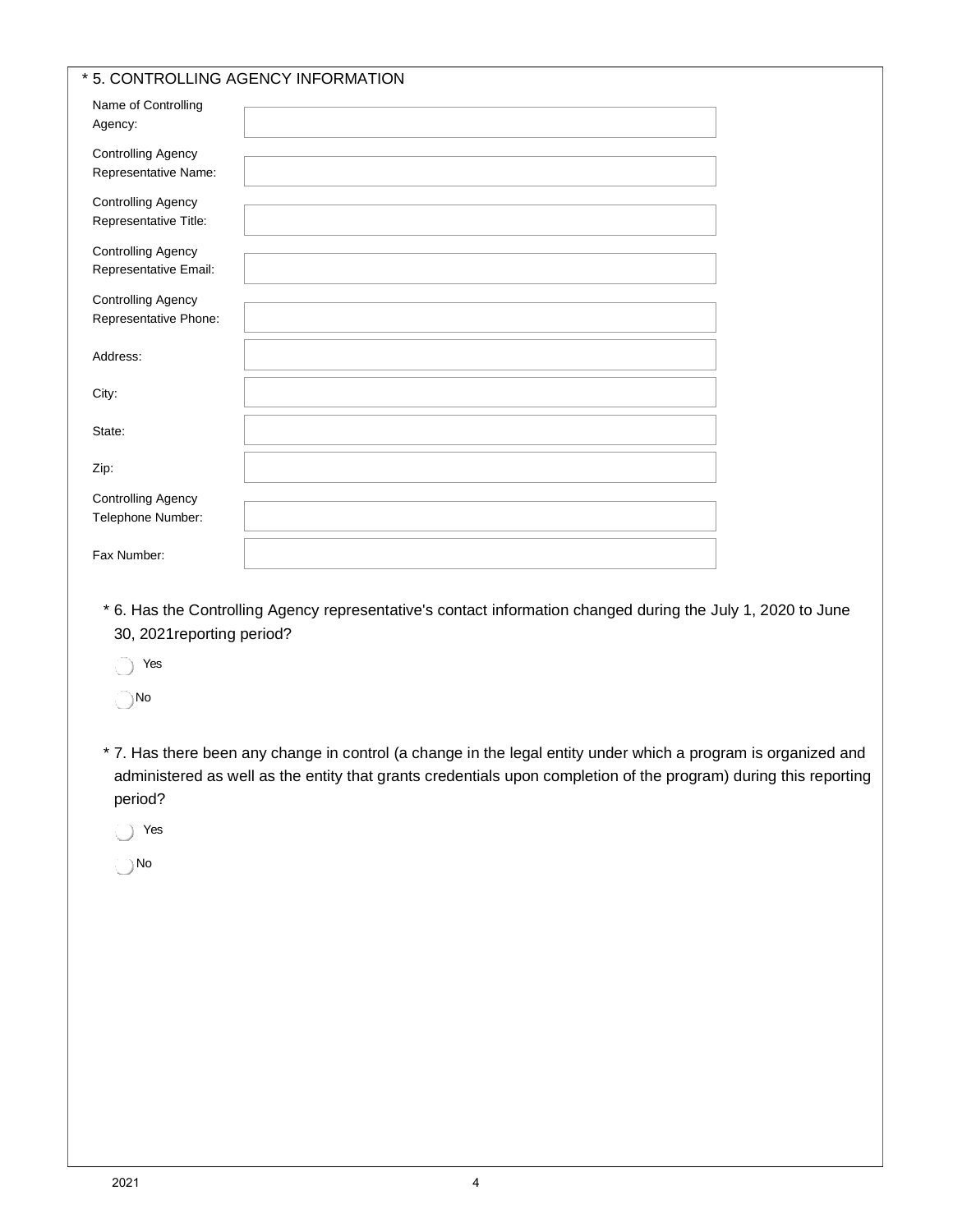### * 5. CONTROLLING AGENCY INFORMATION

| | |
|---|---|
| Name of Controlling Agency: | |
| Controlling Agency Representative Name: | |
| Controlling Agency Representative Title: | |
| Controlling Agency Representative Email: | |
| Controlling Agency Representative Phone: | |
| Address: | |
| City: | |
| State: | |
| Zip: | |
| Controlling Agency Telephone Number: | |
| Fax Number: | |

\* 6. Has the Controlling Agency representative's contact information changed during the July 1, 2020 to June 30, 2021reporting period?

- ◯ Yes
- ◯ No

\* 7. Has there been any change in control (a change in the legal entity under which a program is organized and administered as well as the entity that grants credentials upon completion of the program) during this reporting period?

- ◯ Yes
- ◯ No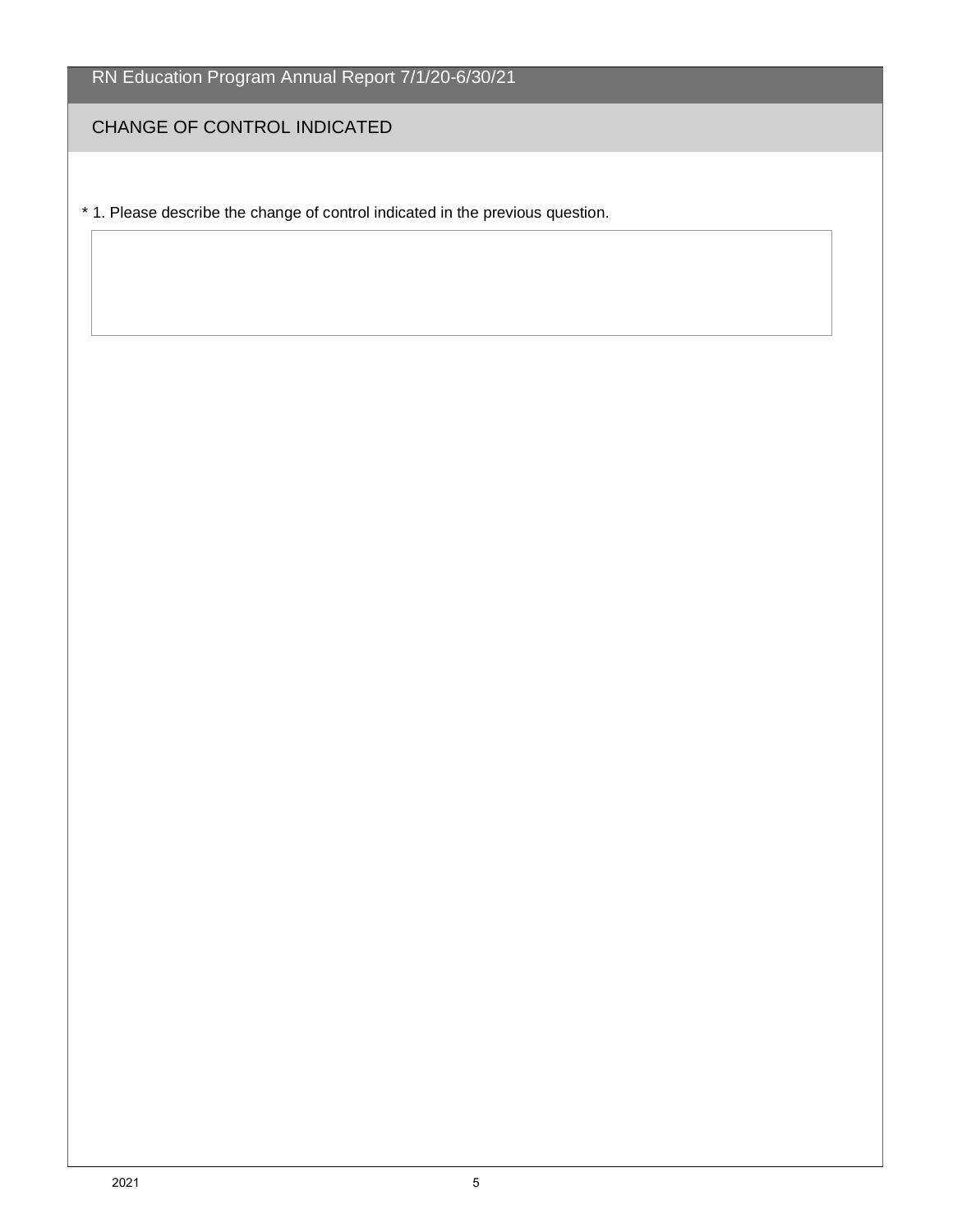## CHANGE OF CONTROL INDICATED

* 1. Please describe the change of control indicated in the previous question.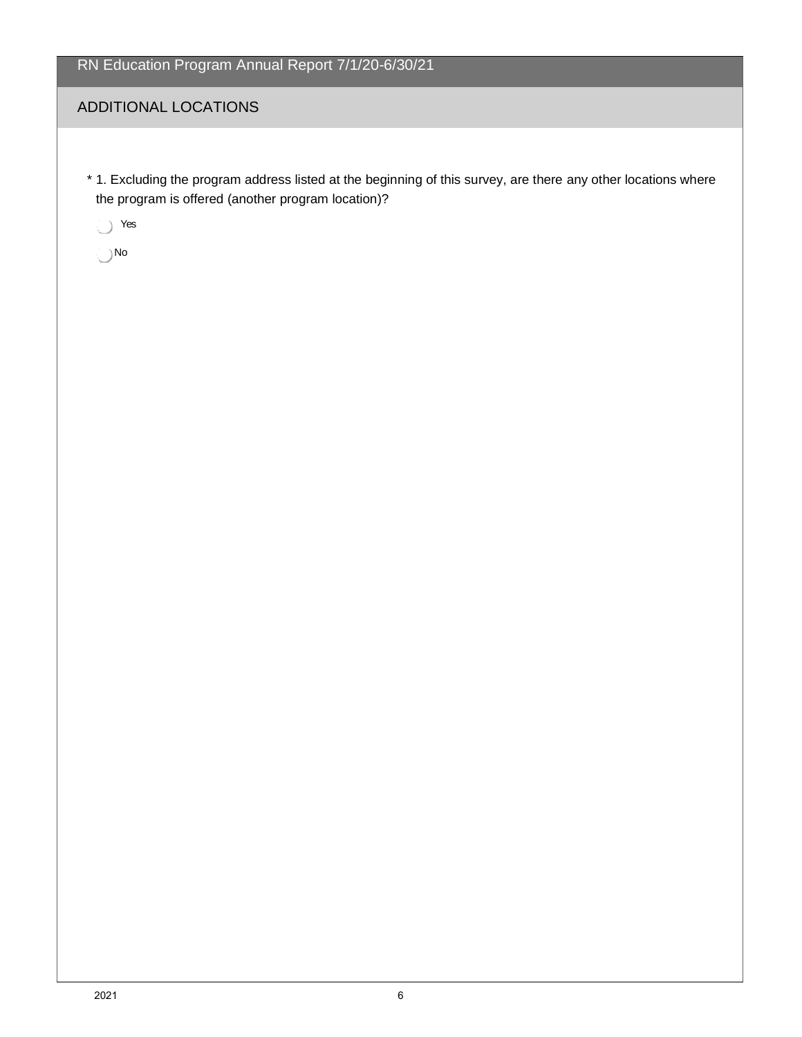## ADDITIONAL LOCATIONS

* 1. Excluding the program address listed at the beginning of this survey, are there any other locations where the program is offered (another program location)?

- Yes
- No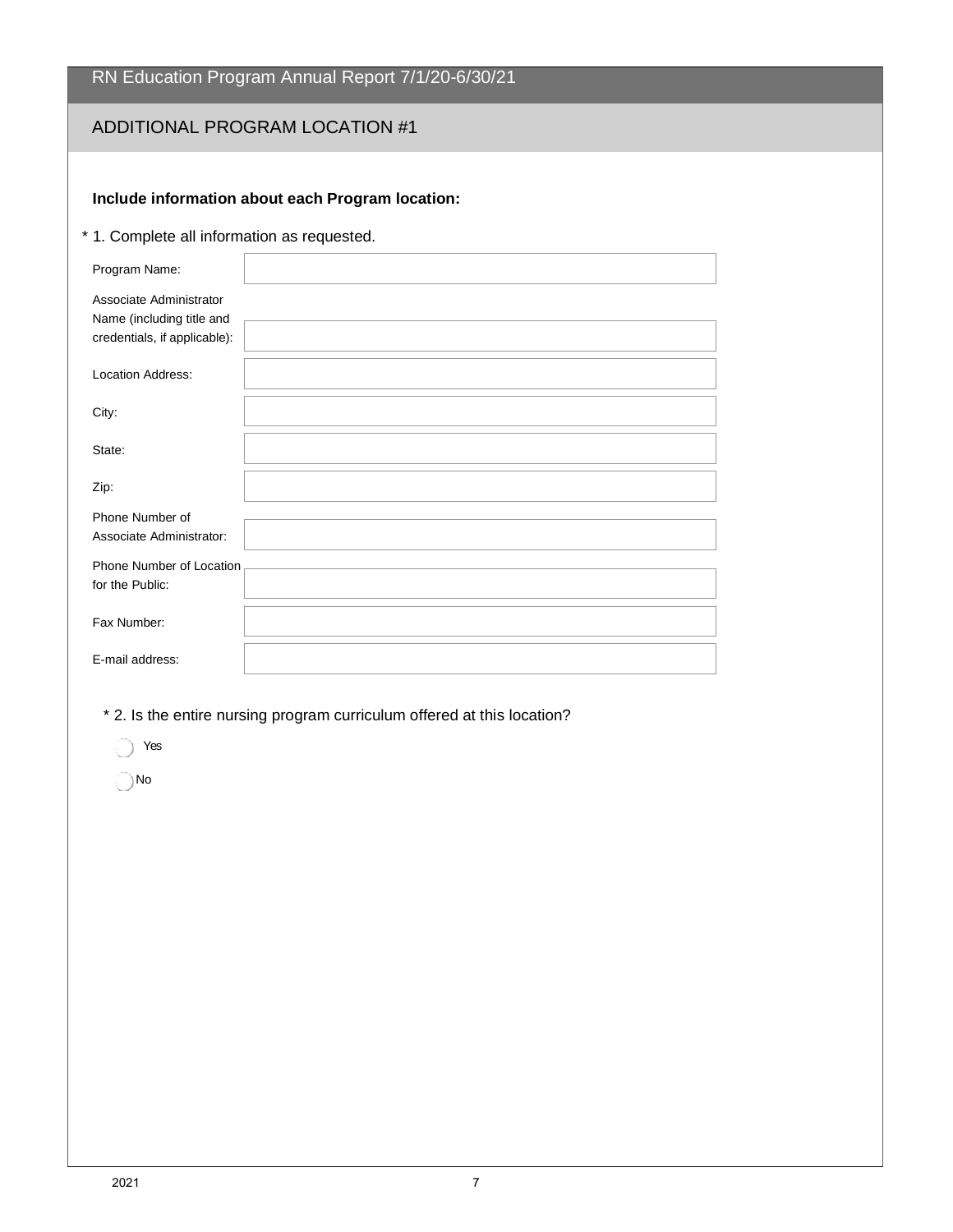# RN Education Program Annual Report 7/1/20-6/30/21

## ADDITIONAL PROGRAM LOCATION #1

**Include information about each Program location:**

\* 1. Complete all information as requested.

| | |
|---|---|
| Program Name: | |
| Associate Administrator Name (including title and credentials, if applicable): | |
| Location Address: | |
| City: | |
| State: | |
| Zip: | |
| Phone Number of Associate Administrator: | |
| Phone Number of Location for the Public: | |
| Fax Number: | |
| E-mail address: | |

\* 2. Is the entire nursing program curriculum offered at this location?

- Yes
- No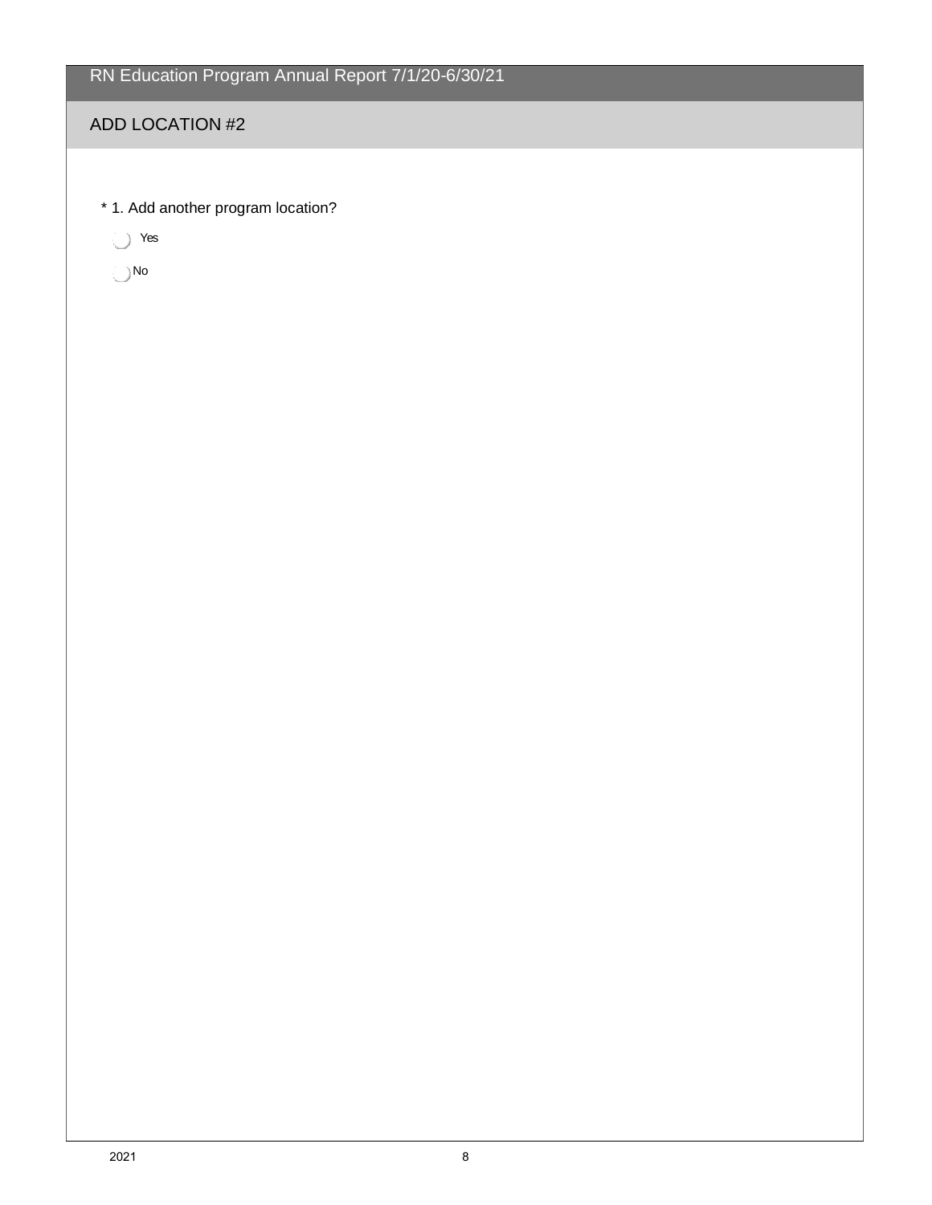# RN Education Program Annual Report 7/1/20-6/30/21

## ADD LOCATION #2

* 1. Add another program location?

- ◯ Yes
- ◯ No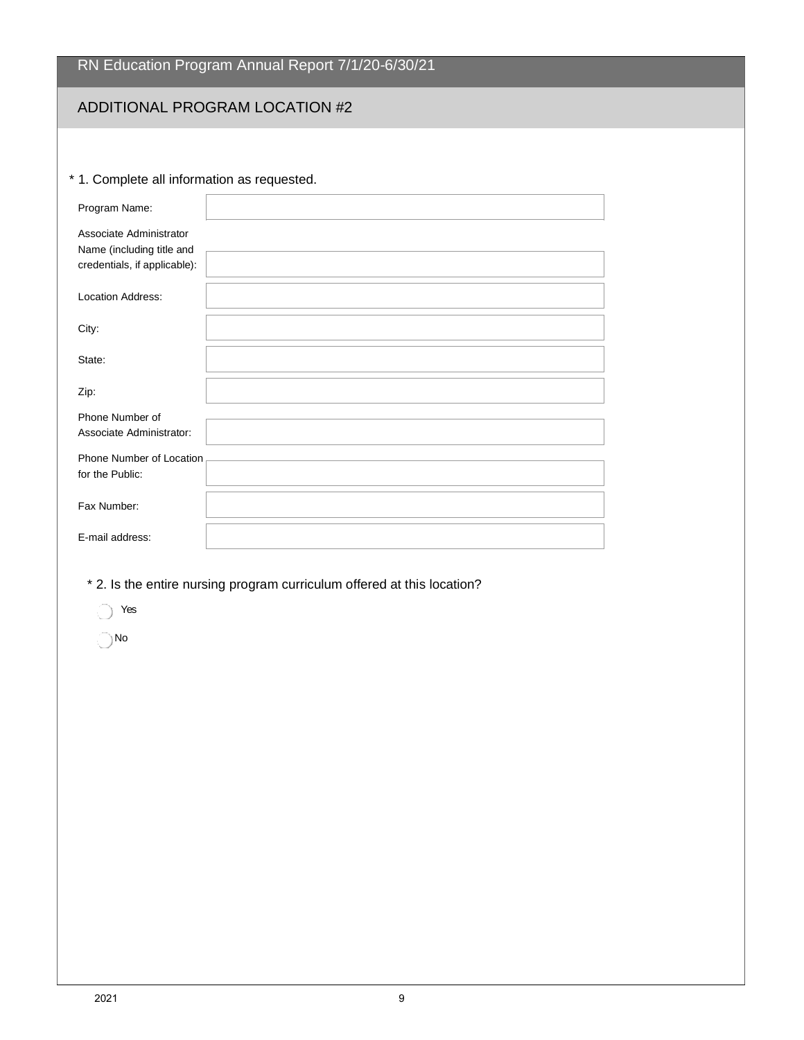# RN Education Program Annual Report 7/1/20-6/30/21

## ADDITIONAL PROGRAM LOCATION #2

* 1. Complete all information as requested.

| | |
|---|---|
| Program Name: | |
| Associate Administrator Name (including title and credentials, if applicable): | |
| Location Address: | |
| City: | |
| State: | |
| Zip: | |
| Phone Number of Associate Administrator: | |
| Phone Number of Location for the Public: | |
| Fax Number: | |
| E-mail address: | |

* 2. Is the entire nursing program curriculum offered at this location?

- Yes
- No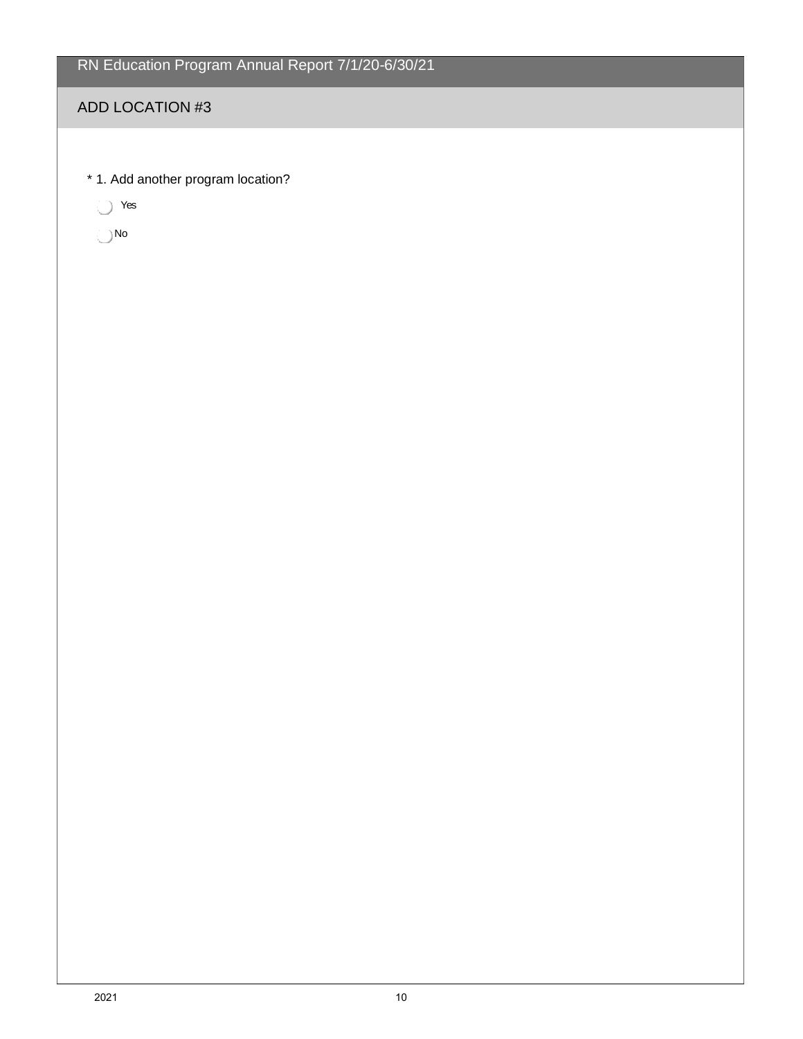## ADD LOCATION #3

\* 1. Add another program location?

- ◯ Yes
- ◯ No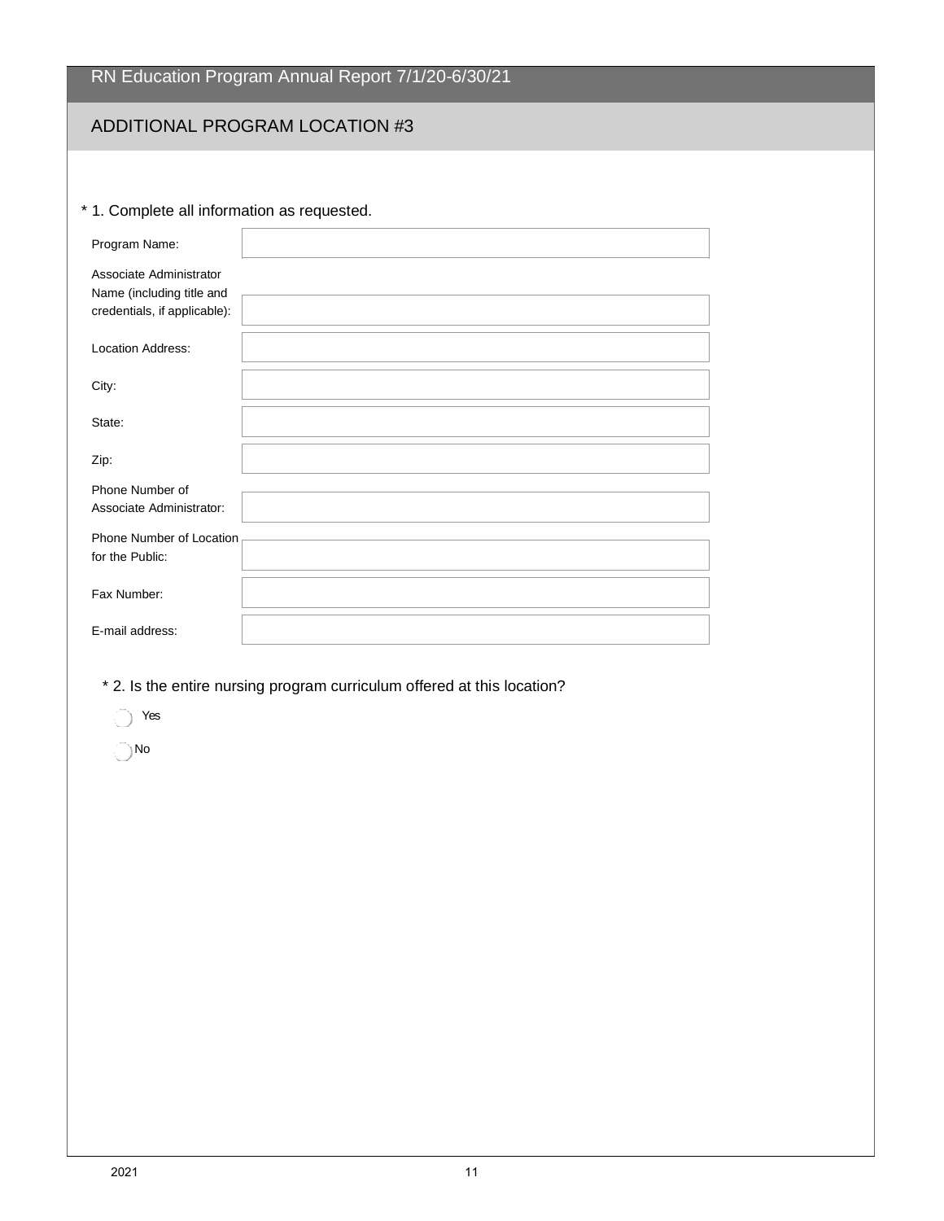# RN Education Program Annual Report 7/1/20-6/30/21

## ADDITIONAL PROGRAM LOCATION #3

\* 1. Complete all information as requested.

| | |
|---|---|
| Program Name: | |
| Associate Administrator Name (including title and credentials, if applicable): | |
| Location Address: | |
| City: | |
| State: | |
| Zip: | |
| Phone Number of Associate Administrator: | |
| Phone Number of Location for the Public: | |
| Fax Number: | |
| E-mail address: | |

\* 2. Is the entire nursing program curriculum offered at this location?

- ○ Yes
- ○ No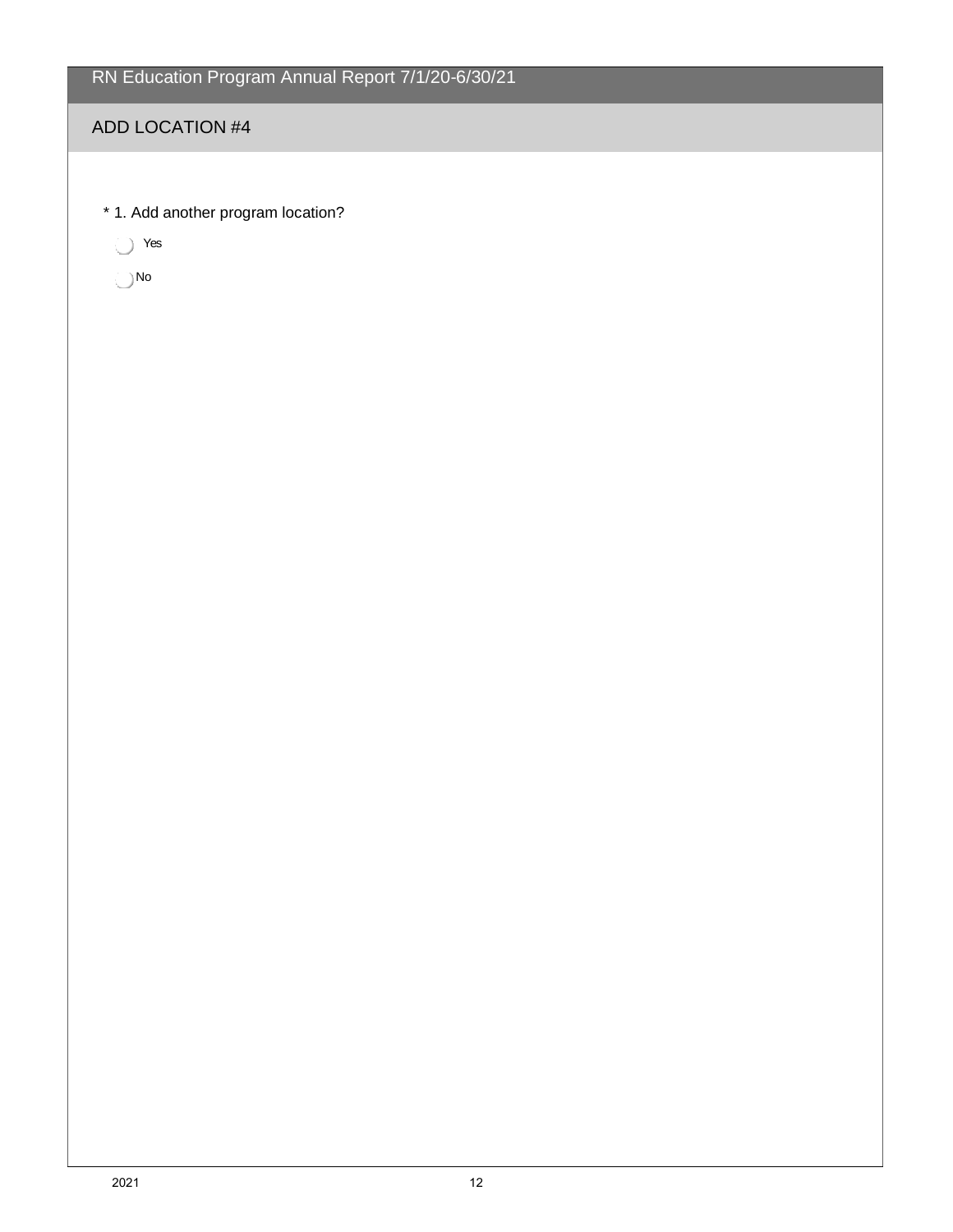# RN Education Program Annual Report 7/1/20-6/30/21

## ADD LOCATION #4

\* 1. Add another program location?

- Yes
- No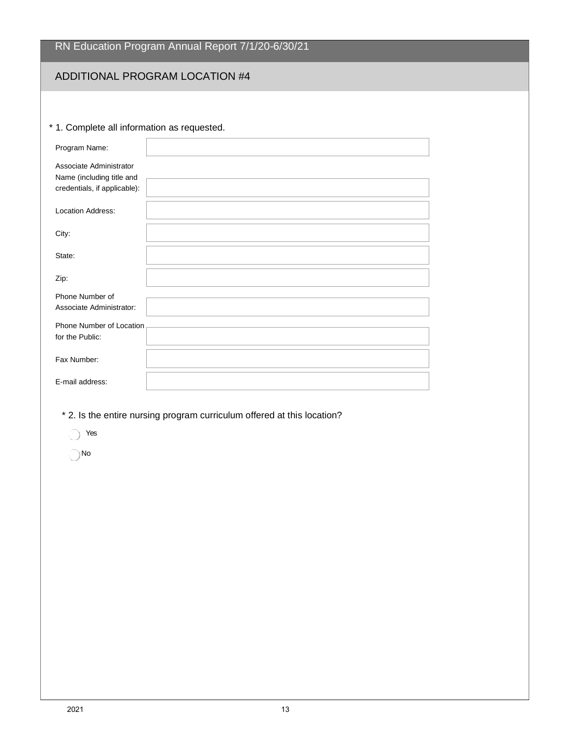# RN Education Program Annual Report 7/1/20-6/30/21

## ADDITIONAL PROGRAM LOCATION #4

\* 1. Complete all information as requested.

| | |
|---|---|
| Program Name: | |
| Associate Administrator Name (including title and credentials, if applicable): | |
| Location Address: | |
| City: | |
| State: | |
| Zip: | |
| Phone Number of Associate Administrator: | |
| Phone Number of Location for the Public: | |
| Fax Number: | |
| E-mail address: | |

\* 2. Is the entire nursing program curriculum offered at this location?

- ◯ Yes
- ◯ No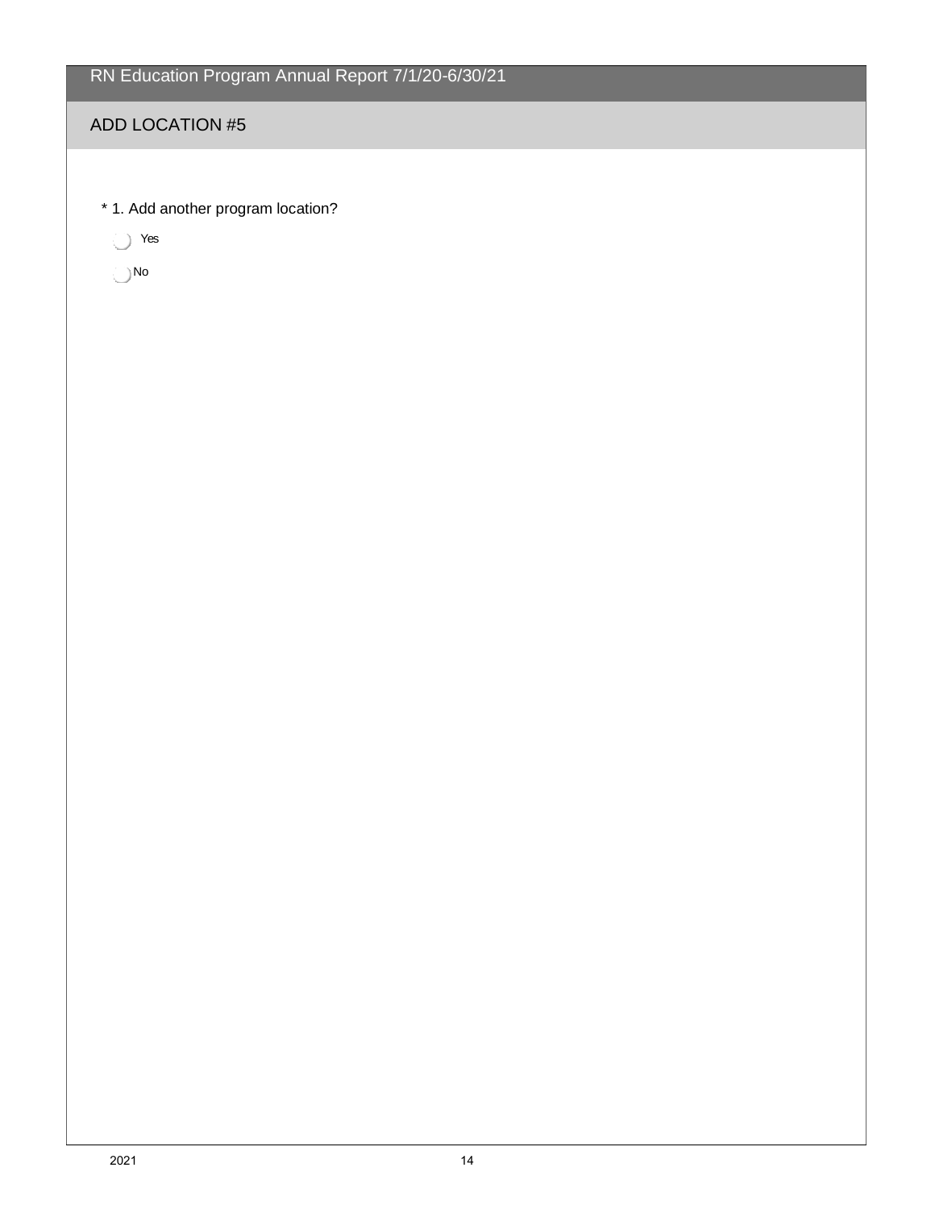## ADD LOCATION #5

* 1. Add another program location?

- ◯ Yes
- ◯ No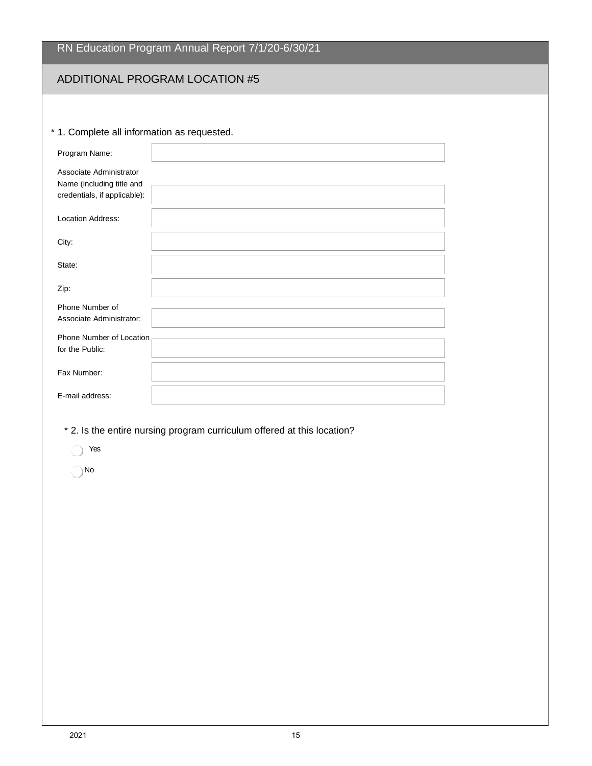# RN Education Program Annual Report 7/1/20-6/30/21

## ADDITIONAL PROGRAM LOCATION #5

\* 1. Complete all information as requested.

| | |
|---|---|
| Program Name: | |
| Associate Administrator Name (including title and credentials, if applicable): | |
| Location Address: | |
| City: | |
| State: | |
| Zip: | |
| Phone Number of Associate Administrator: | |
| Phone Number of Location for the Public: | |
| Fax Number: | |
| E-mail address: | |

\* 2. Is the entire nursing program curriculum offered at this location?

- ◯ Yes
- ◯ No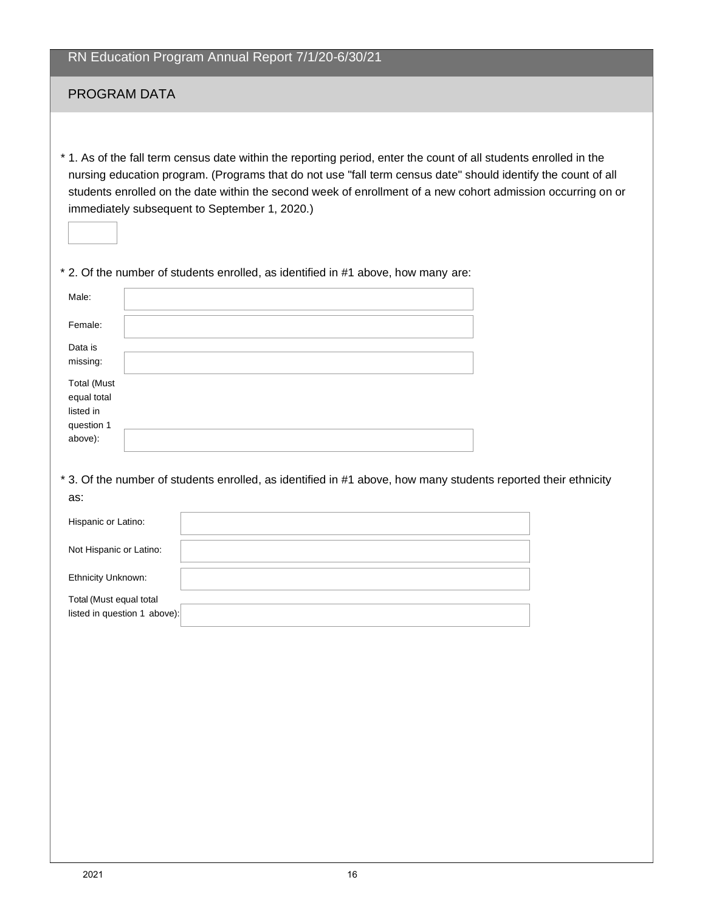## RN Education Program Annual Report 7/1/20-6/30/21

### PROGRAM DATA

* 1. As of the fall term census date within the reporting period, enter the count of all students enrolled in the nursing education program. (Programs that do not use "fall term census date" should identify the count of all students enrolled on the date within the second week of enrollment of a new cohort admission occurring on or immediately subsequent to September 1, 2020.)

* 2. Of the number of students enrolled, as identified in #1 above, how many are:

| | |
|---|---|
| Male: | |
| Female: | |
| Data is missing: | |
| Total (Must equal total listed in question 1 above): | |

* 3. Of the number of students enrolled, as identified in #1 above, how many students reported their ethnicity as:

| | |
|---|---|
| Hispanic or Latino: | |
| Not Hispanic or Latino: | |
| Ethnicity Unknown: | |
| Total (Must equal total listed in question 1 above): | |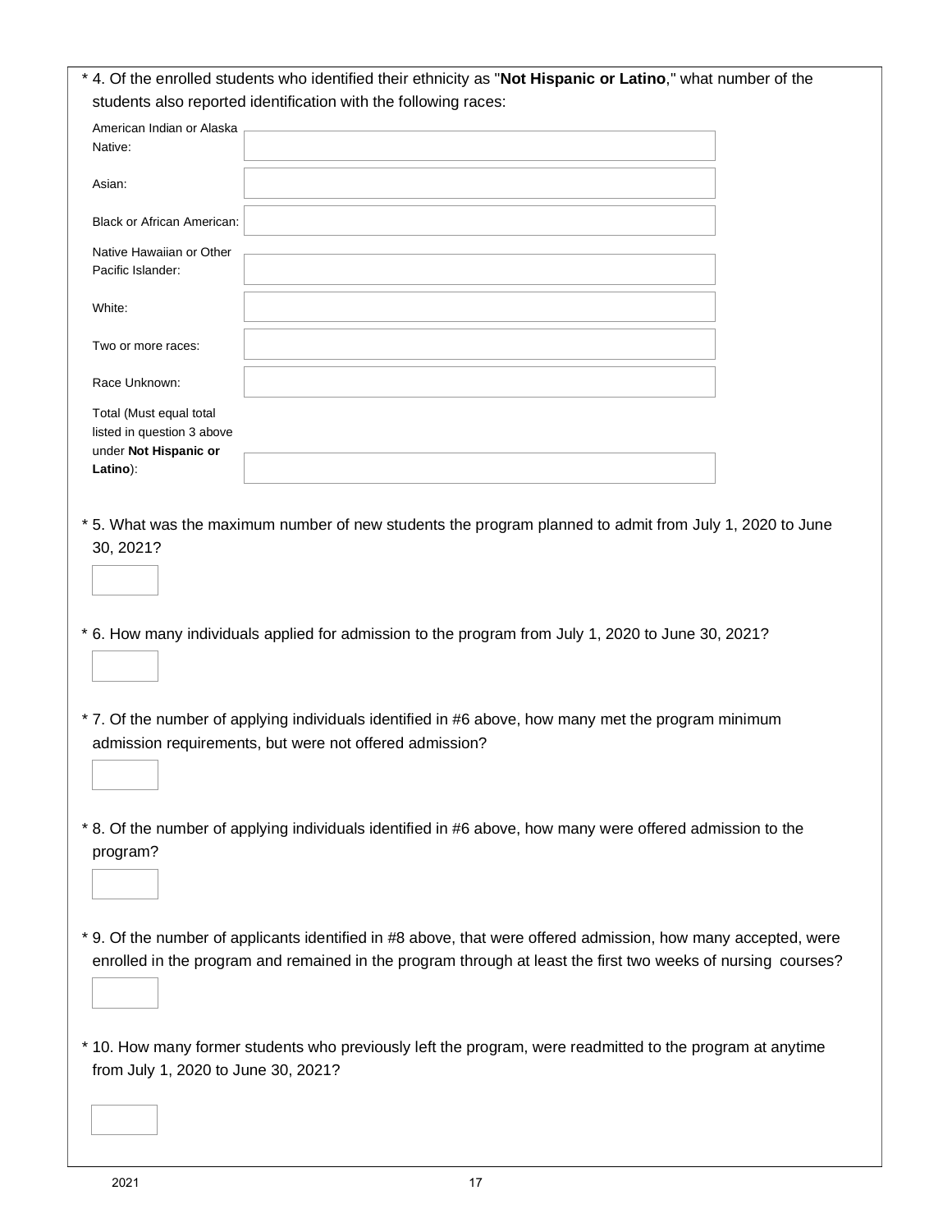* 4. Of the enrolled students who identified their ethnicity as "**Not Hispanic or Latino**," what number of the students also reported identification with the following races:

| | |
|---|---|
| American Indian or Alaska Native: | |
| Asian: | |
| Black or African American: | |
| Native Hawaiian or Other Pacific Islander: | |
| White: | |
| Two or more races: | |
| Race Unknown: | |
| Total (Must equal total listed in question 3 above under **Not Hispanic or Latino**): | |

* 5. What was the maximum number of new students the program planned to admit from July 1, 2020 to June 30, 2021?

* 6. How many individuals applied for admission to the program from July 1, 2020 to June 30, 2021?

* 7. Of the number of applying individuals identified in #6 above, how many met the program minimum admission requirements, but were not offered admission?

* 8. Of the number of applying individuals identified in #6 above, how many were offered admission to the program?

* 9. Of the number of applicants identified in #8 above, that were offered admission, how many accepted, were enrolled in the program and remained in the program through at least the first two weeks of nursing courses?

* 10. How many former students who previously left the program, were readmitted to the program at anytime from July 1, 2020 to June 30, 2021?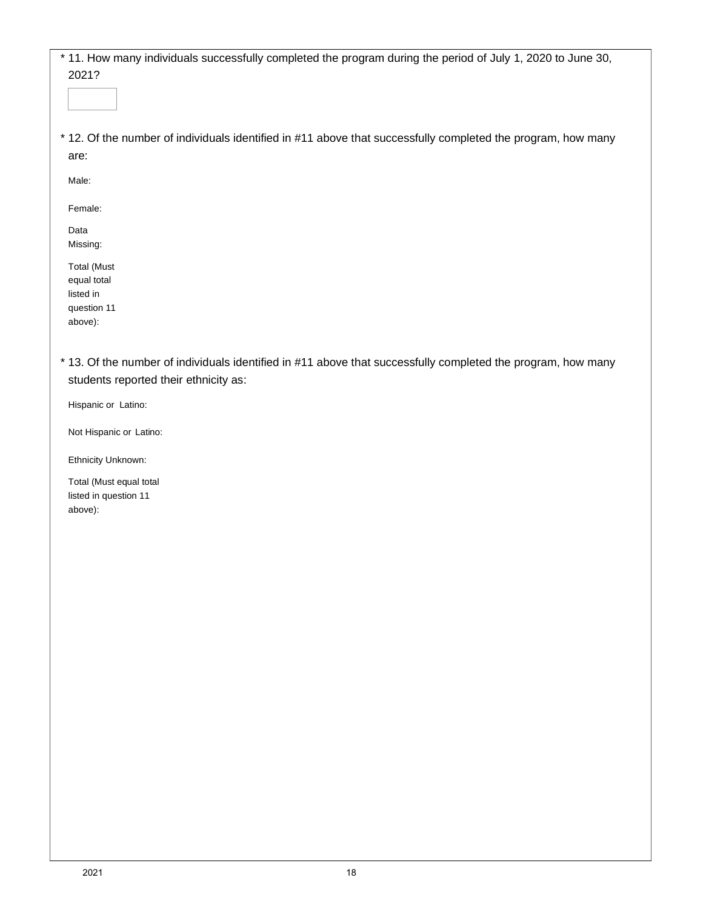\* 11. How many individuals successfully completed the program during the period of July 1, 2020 to June 30, 2021?

\* 12. Of the number of individuals identified in #11 above that successfully completed the program, how many are:

Male:

Female:

Data Missing:

Total (Must equal total listed in question 11 above):

\* 13. Of the number of individuals identified in #11 above that successfully completed the program, how many students reported their ethnicity as:

Hispanic or Latino:

Not Hispanic or Latino:

Ethnicity Unknown:

Total (Must equal total listed in question 11 above):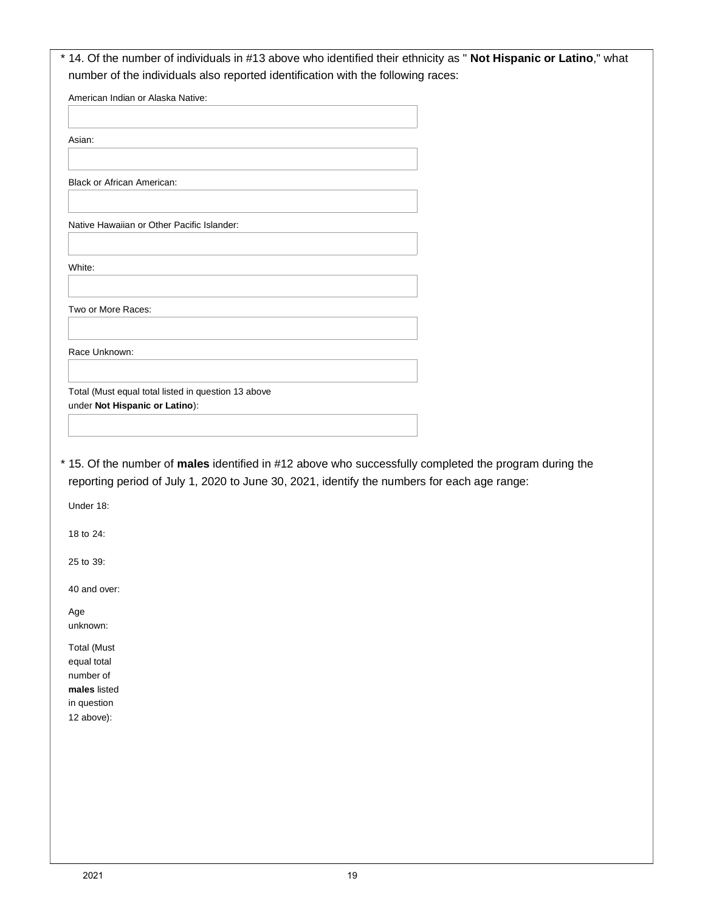* 14. Of the number of individuals in #13 above who identified their ethnicity as " **Not Hispanic or Latino**," what number of the individuals also reported identification with the following races:

American Indian or Alaska Native:

Asian:

Black or African American:

Native Hawaiian or Other Pacific Islander:

White:

Two or More Races:

Race Unknown:

Total (Must equal total listed in question 13 above under **Not Hispanic or Latino**):

* 15. Of the number of **males** identified in #12 above who successfully completed the program during the reporting period of July 1, 2020 to June 30, 2021, identify the numbers for each age range:

Under 18:

18 to 24:

25 to 39:

40 and over:

Age unknown:

Total (Must equal total number of **males** listed in question 12 above):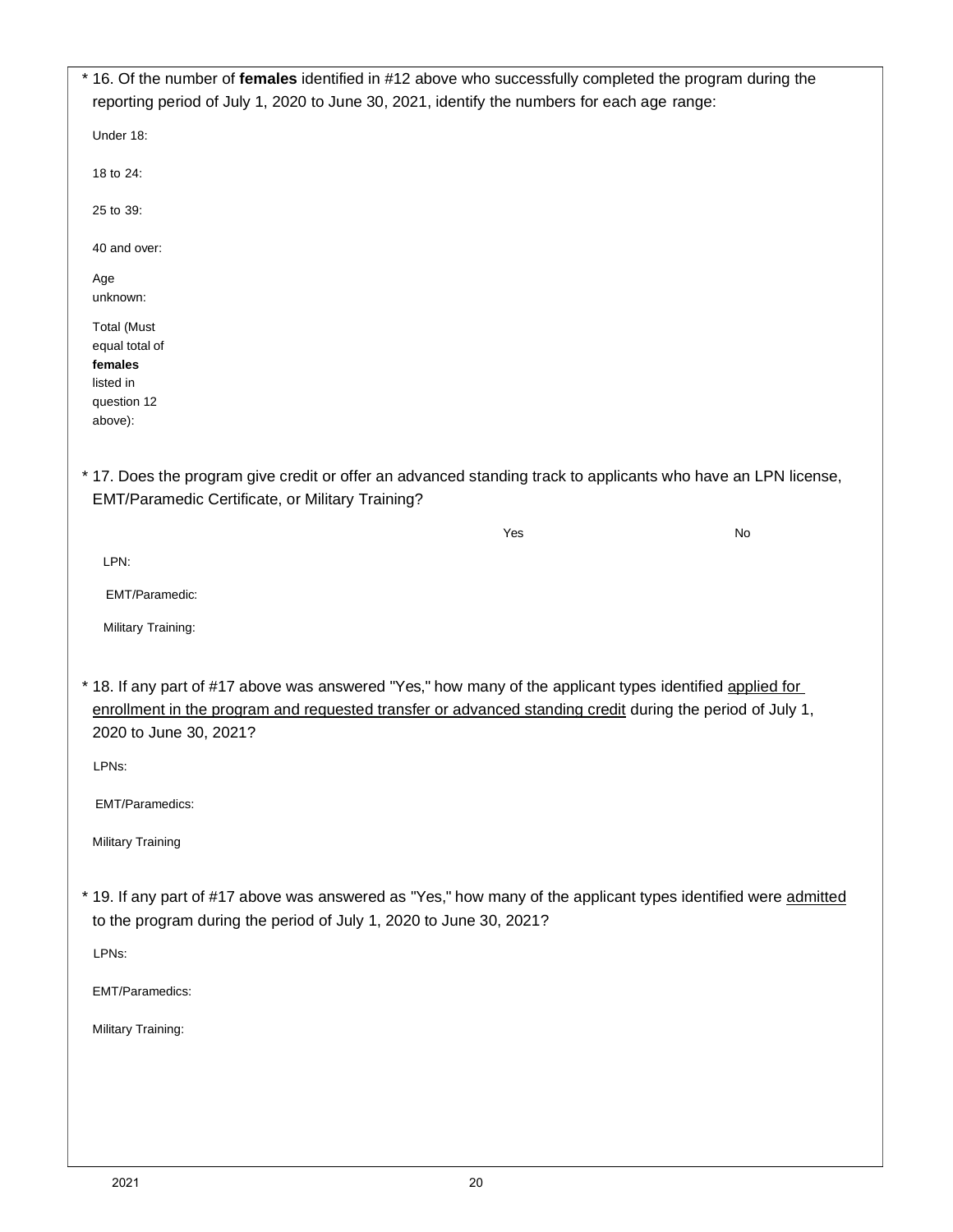\* 16. Of the number of **females** identified in #12 above who successfully completed the program during the reporting period of July 1, 2020 to June 30, 2021, identify the numbers for each age range:

Under 18:

18 to 24:

25 to 39:

40 and over:

Age unknown:

Total (Must equal total of **females** listed in question 12 above):

\* 17. Does the program give credit or offer an advanced standing track to applicants who have an LPN license, EMT/Paramedic Certificate, or Military Training?

| | Yes | No |
|---|---|---|
| LPN: | | |
| EMT/Paramedic: | | |
| Military Training: | | |

\* 18. If any part of #17 above was answered "Yes," how many of the applicant types identified <u>applied for enrollment in the program and requested transfer or advanced standing credit</u> during the period of July 1, 2020 to June 30, 2021?

LPNs:

EMT/Paramedics:

Military Training

\* 19. If any part of #17 above was answered as "Yes," how many of the applicant types identified were <u>admitted</u> to the program during the period of July 1, 2020 to June 30, 2021?

LPNs:

EMT/Paramedics:

Military Training: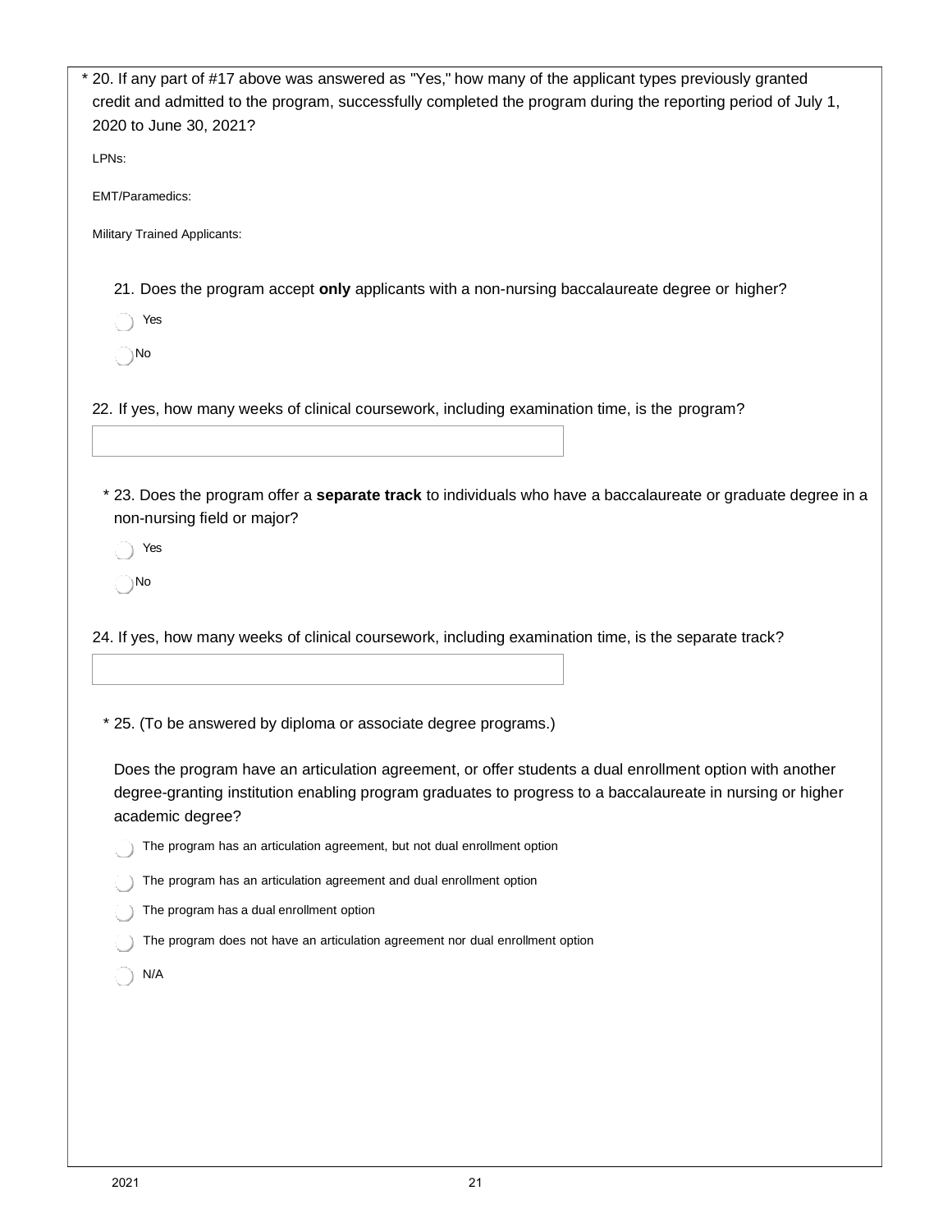* 20. If any part of #17 above was answered as "Yes," how many of the applicant types previously granted credit and admitted to the program, successfully completed the program during the reporting period of July 1, 2020 to June 30, 2021?

LPNs:

EMT/Paramedics:

Military Trained Applicants:

21. Does the program accept **only** applicants with a non-nursing baccalaureate degree or higher?

- Yes
- No

22. If yes, how many weeks of clinical coursework, including examination time, is the program?

* 23. Does the program offer a **separate track** to individuals who have a baccalaureate or graduate degree in a non-nursing field or major?

- Yes
- No

24. If yes, how many weeks of clinical coursework, including examination time, is the separate track?

* 25. (To be answered by diploma or associate degree programs.)

Does the program have an articulation agreement, or offer students a dual enrollment option with another degree-granting institution enabling program graduates to progress to a baccalaureate in nursing or higher academic degree?

- The program has an articulation agreement, but not dual enrollment option
- The program has an articulation agreement and dual enrollment option
- The program has a dual enrollment option
- The program does not have an articulation agreement nor dual enrollment option
- N/A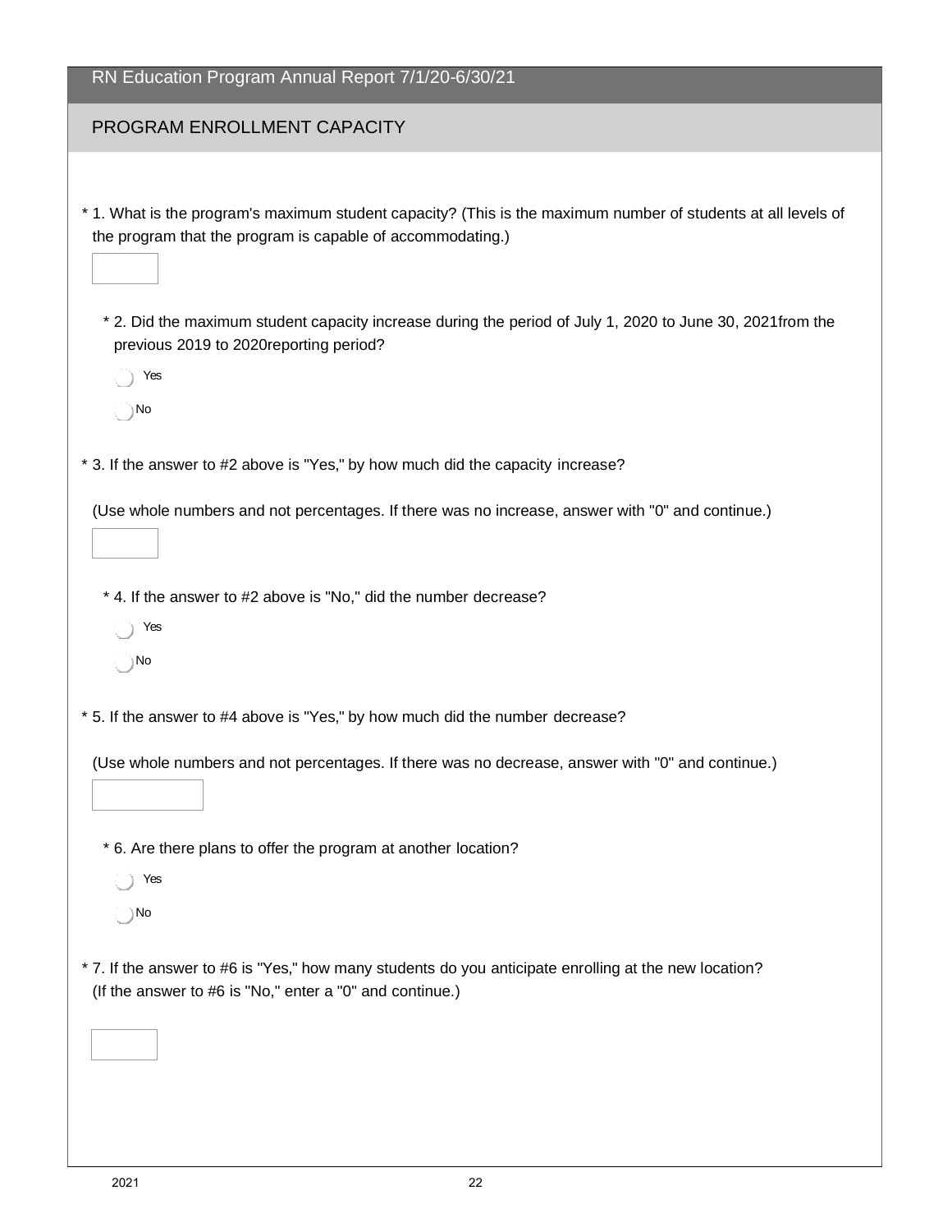RN Education Program Annual Report 7/1/20-6/30/21

## PROGRAM ENROLLMENT CAPACITY

* 1. What is the program's maximum student capacity? (This is the maximum number of students at all levels of the program that the program is capable of accommodating.)

* 2. Did the maximum student capacity increase during the period of July 1, 2020 to June 30, 2021from the previous 2019 to 2020reporting period?

   - Yes
   - No

* 3. If the answer to #2 above is "Yes," by how much did the capacity increase?

   (Use whole numbers and not percentages. If there was no increase, answer with "0" and continue.)

* 4. If the answer to #2 above is "No," did the number decrease?

   - Yes
   - No

* 5. If the answer to #4 above is "Yes," by how much did the number decrease?

   (Use whole numbers and not percentages. If there was no decrease, answer with "0" and continue.)

* 6. Are there plans to offer the program at another location?

   - Yes
   - No

* 7. If the answer to #6 is "Yes," how many students do you anticipate enrolling at the new location? (If the answer to #6 is "No," enter a "0" and continue.)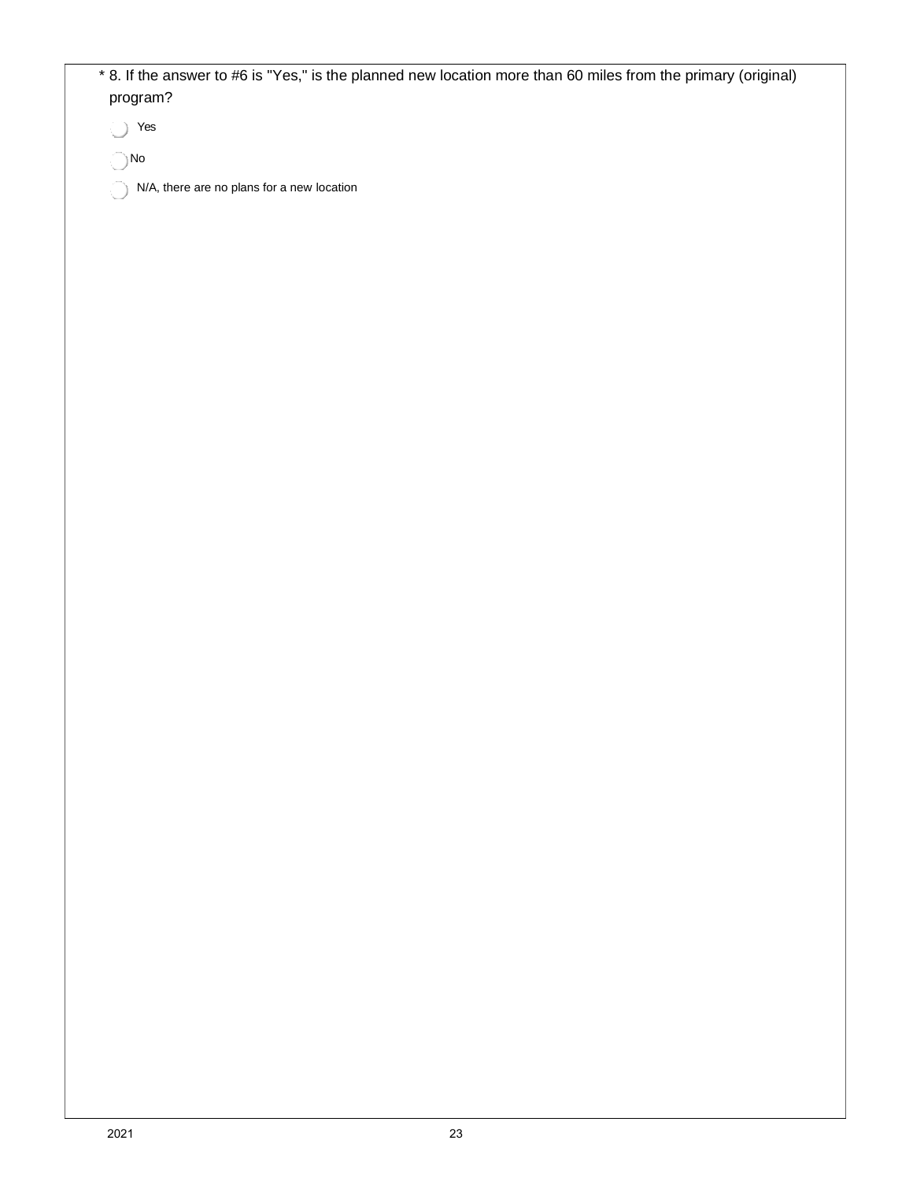* 8. If the answer to #6 is "Yes," is the planned new location more than 60 miles from the primary (original) program?

- Yes
- No
- N/A, there are no plans for a new location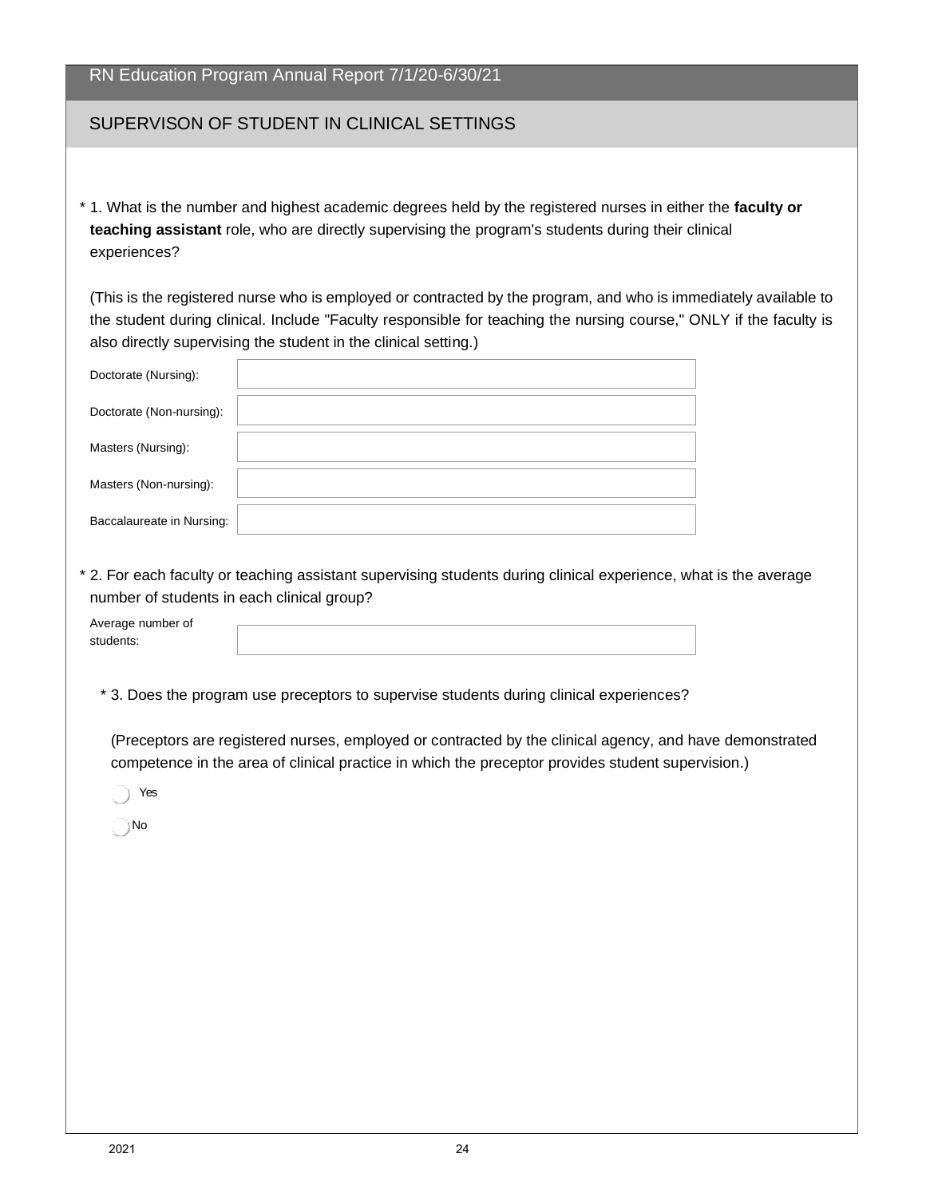RN Education Program Annual Report 7/1/20-6/30/21

## SUPERVISON OF STUDENT IN CLINICAL SETTINGS

* 1. What is the number and highest academic degrees held by the registered nurses in either the **faculty or teaching assistant** role, who are directly supervising the program's students during their clinical experiences?

(This is the registered nurse who is employed or contracted by the program, and who is immediately available to the student during clinical. Include "Faculty responsible for teaching the nursing course," ONLY if the faculty is also directly supervising the student in the clinical setting.)

| | |
|---|---|
| Doctorate (Nursing): | |
| Doctorate (Non-nursing): | |
| Masters (Nursing): | |
| Masters (Non-nursing): | |
| Baccalaureate in Nursing: | |

* 2. For each faculty or teaching assistant supervising students during clinical experience, what is the average number of students in each clinical group?

| | |
|---|---|
| Average number of students: | |

* 3. Does the program use preceptors to supervise students during clinical experiences?

(Preceptors are registered nurses, employed or contracted by the clinical agency, and have demonstrated competence in the area of clinical practice in which the preceptor provides student supervision.)

- ◯ Yes
- ◯ No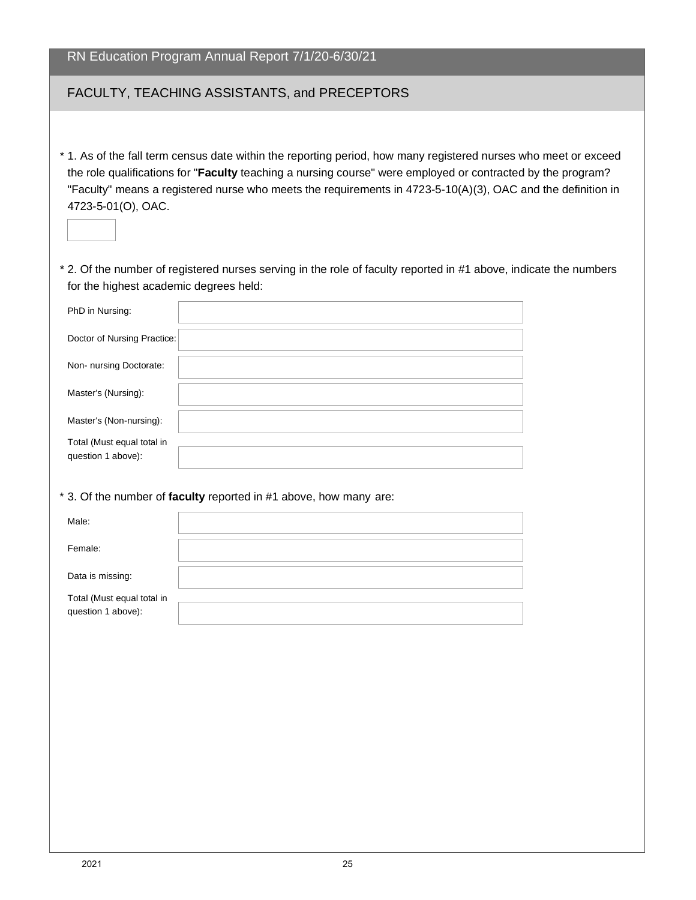# RN Education Program Annual Report 7/1/20-6/30/21

## FACULTY, TEACHING ASSISTANTS, and PRECEPTORS

\* 1. As of the fall term census date within the reporting period, how many registered nurses who meet or exceed the role qualifications for "**Faculty** teaching a nursing course" were employed or contracted by the program? "Faculty" means a registered nurse who meets the requirements in 4723-5-10(A)(3), OAC and the definition in 4723-5-01(O), OAC.

| |
|---|
| |

\* 2. Of the number of registered nurses serving in the role of faculty reported in #1 above, indicate the numbers for the highest academic degrees held:

| | |
|---|---|
| PhD in Nursing: | |
| Doctor of Nursing Practice: | |
| Non- nursing Doctorate: | |
| Master's (Nursing): | |
| Master's (Non-nursing): | |
| Total (Must equal total in question 1 above): | |

\* 3. Of the number of **faculty** reported in #1 above, how many are:

| | |
|---|---|
| Male: | |
| Female: | |
| Data is missing: | |
| Total (Must equal total in question 1 above): | |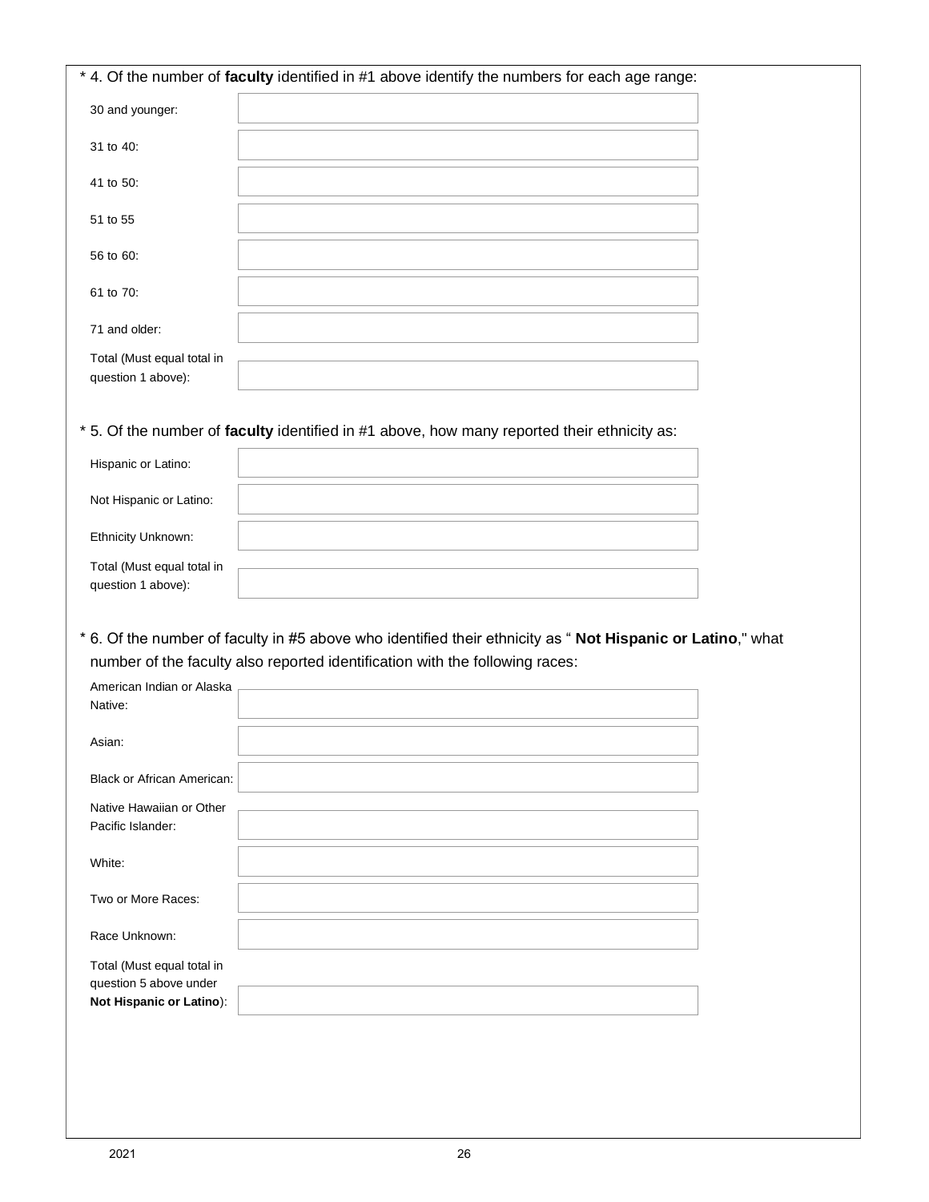\* 4. Of the number of **faculty** identified in #1 above identify the numbers for each age range:

| | |
|---|---|
| 30 and younger: | |
| 31 to 40: | |
| 41 to 50: | |
| 51 to 55 | |
| 56 to 60: | |
| 61 to 70: | |
| 71 and older: | |
| Total (Must equal total in question 1 above): | |

\* 5. Of the number of **faculty** identified in #1 above, how many reported their ethnicity as:

| | |
|---|---|
| Hispanic or Latino: | |
| Not Hispanic or Latino: | |
| Ethnicity Unknown: | |
| Total (Must equal total in question 1 above): | |

\* 6. Of the number of faculty in #5 above who identified their ethnicity as " **Not Hispanic or Latino**," what number of the faculty also reported identification with the following races:

| | |
|---|---|
| American Indian or Alaska Native: | |
| Asian: | |
| Black or African American: | |
| Native Hawaiian or Other Pacific Islander: | |
| White: | |
| Two or More Races: | |
| Race Unknown: | |
| Total (Must equal total in question 5 above under **Not Hispanic or Latino**): | |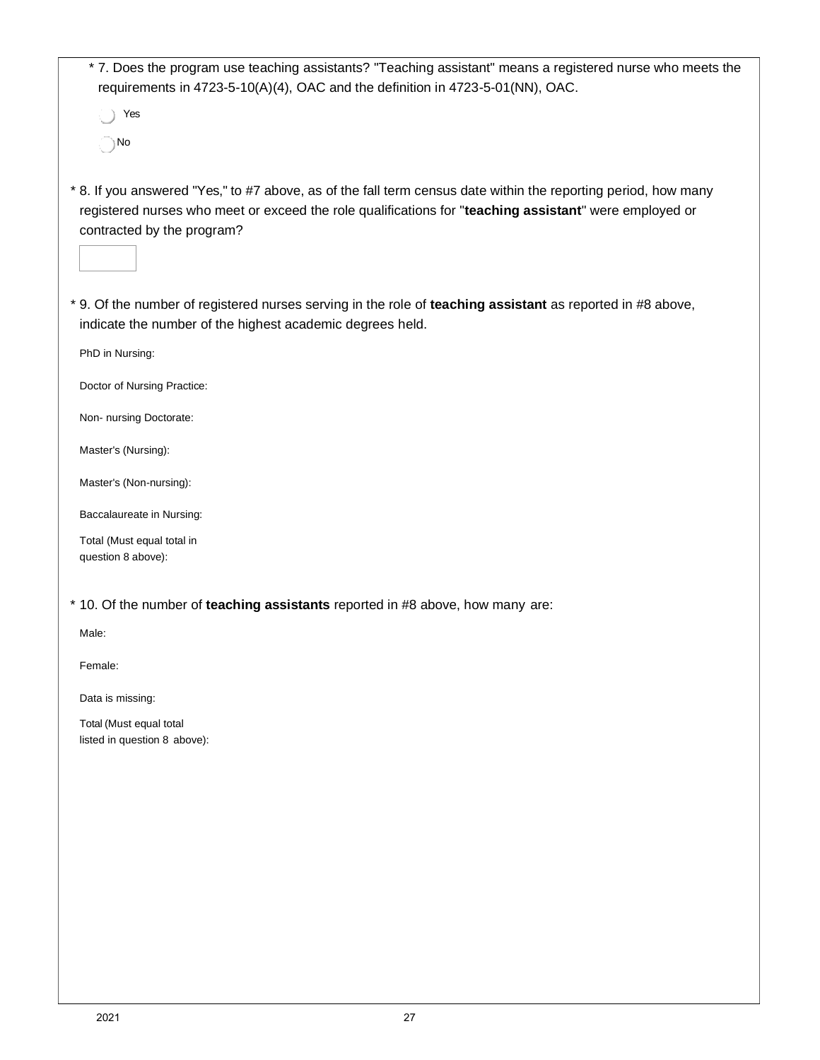\* 7. Does the program use teaching assistants? "Teaching assistant" means a registered nurse who meets the requirements in 4723-5-10(A)(4), OAC and the definition in 4723-5-01(NN), OAC.

- Yes
- No

\* 8. If you answered "Yes," to #7 above, as of the fall term census date within the reporting period, how many registered nurses who meet or exceed the role qualifications for "**teaching assistant**" were employed or contracted by the program?

\* 9. Of the number of registered nurses serving in the role of **teaching assistant** as reported in #8 above, indicate the number of the highest academic degrees held.

PhD in Nursing:

Doctor of Nursing Practice:

Non- nursing Doctorate:

Master's (Nursing):

Master's (Non-nursing):

Baccalaureate in Nursing:

Total (Must equal total in question 8 above):

\* 10. Of the number of **teaching assistants** reported in #8 above, how many are:

Male:

Female:

Data is missing:

Total (Must equal total listed in question 8 above):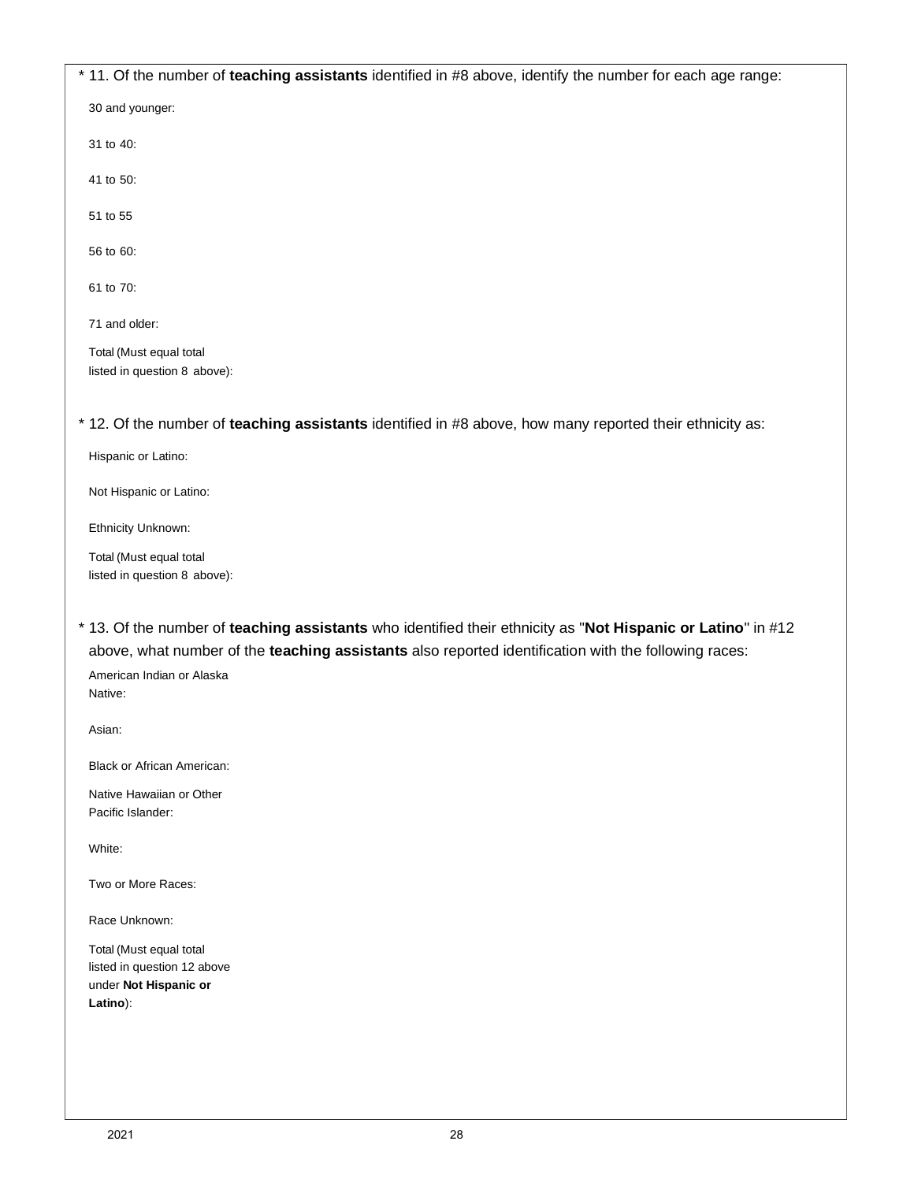\* 11. Of the number of **teaching assistants** identified in #8 above, identify the number for each age range:

30 and younger:

31 to 40:

41 to 50:

51 to 55

56 to 60:

61 to 70:

71 and older:

Total (Must equal total listed in question 8 above):

\* 12. Of the number of **teaching assistants** identified in #8 above, how many reported their ethnicity as:

Hispanic or Latino:

Not Hispanic or Latino:

Ethnicity Unknown:

Total (Must equal total listed in question 8 above):

\* 13. Of the number of **teaching assistants** who identified their ethnicity as "**Not Hispanic or Latino**" in #12 above, what number of the **teaching assistants** also reported identification with the following races:

American Indian or Alaska Native:

Asian:

Black or African American:

Native Hawaiian or Other Pacific Islander:

White:

Two or More Races:

Race Unknown:

Total (Must equal total listed in question 12 above under **Not Hispanic or Latino**):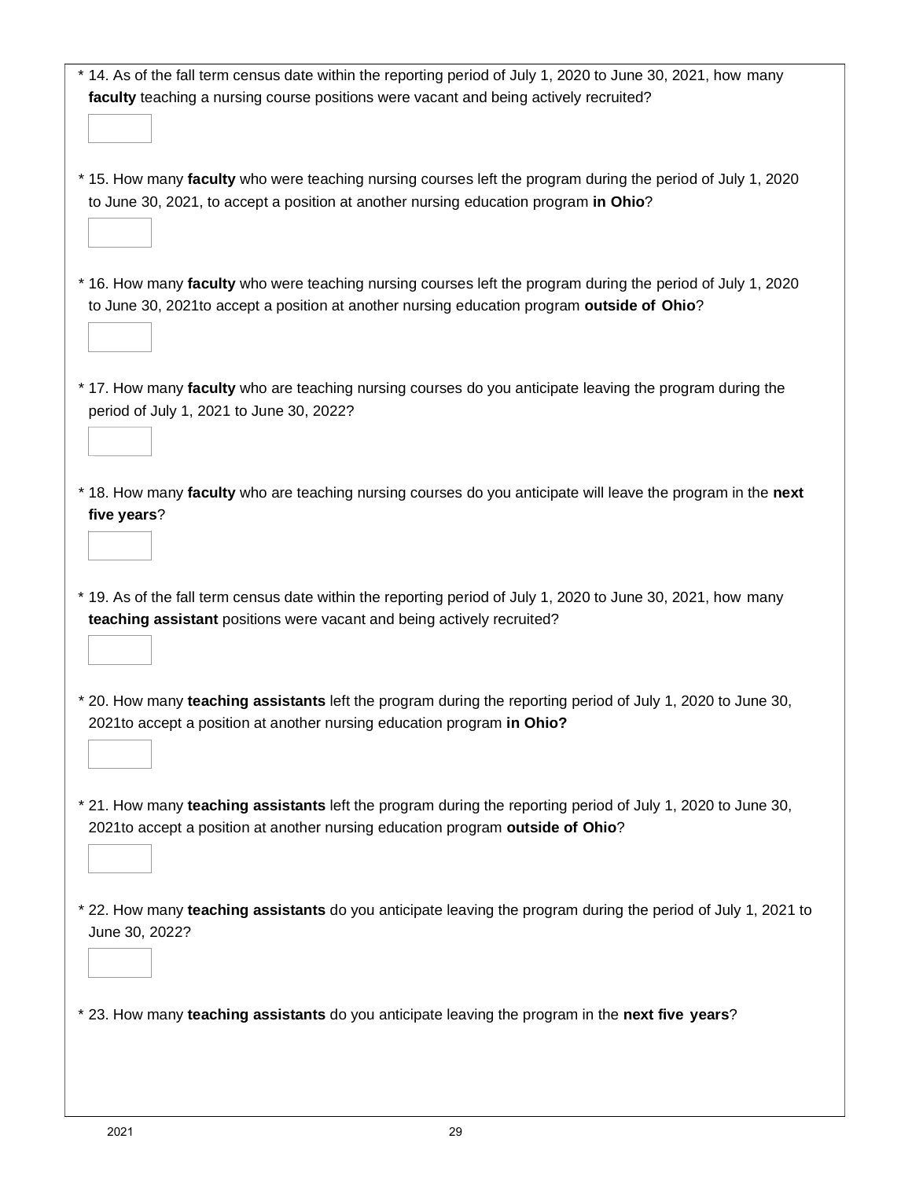\* 14. As of the fall term census date within the reporting period of July 1, 2020 to June 30, 2021, how many **faculty** teaching a nursing course positions were vacant and being actively recruited?

\* 15. How many **faculty** who were teaching nursing courses left the program during the period of July 1, 2020 to June 30, 2021, to accept a position at another nursing education program **in Ohio**?

\* 16. How many **faculty** who were teaching nursing courses left the program during the period of July 1, 2020 to June 30, 2021to accept a position at another nursing education program **outside of Ohio**?

\* 17. How many **faculty** who are teaching nursing courses do you anticipate leaving the program during the period of July 1, 2021 to June 30, 2022?

\* 18. How many **faculty** who are teaching nursing courses do you anticipate will leave the program in the **next five years**?

\* 19. As of the fall term census date within the reporting period of July 1, 2020 to June 30, 2021, how many **teaching assistant** positions were vacant and being actively recruited?

\* 20. How many **teaching assistants** left the program during the reporting period of July 1, 2020 to June 30, 2021to accept a position at another nursing education program **in Ohio?**

\* 21. How many **teaching assistants** left the program during the reporting period of July 1, 2020 to June 30, 2021to accept a position at another nursing education program **outside of Ohio**?

\* 22. How many **teaching assistants** do you anticipate leaving the program during the period of July 1, 2021 to June 30, 2022?

\* 23. How many **teaching assistants** do you anticipate leaving the program in the **next five years**?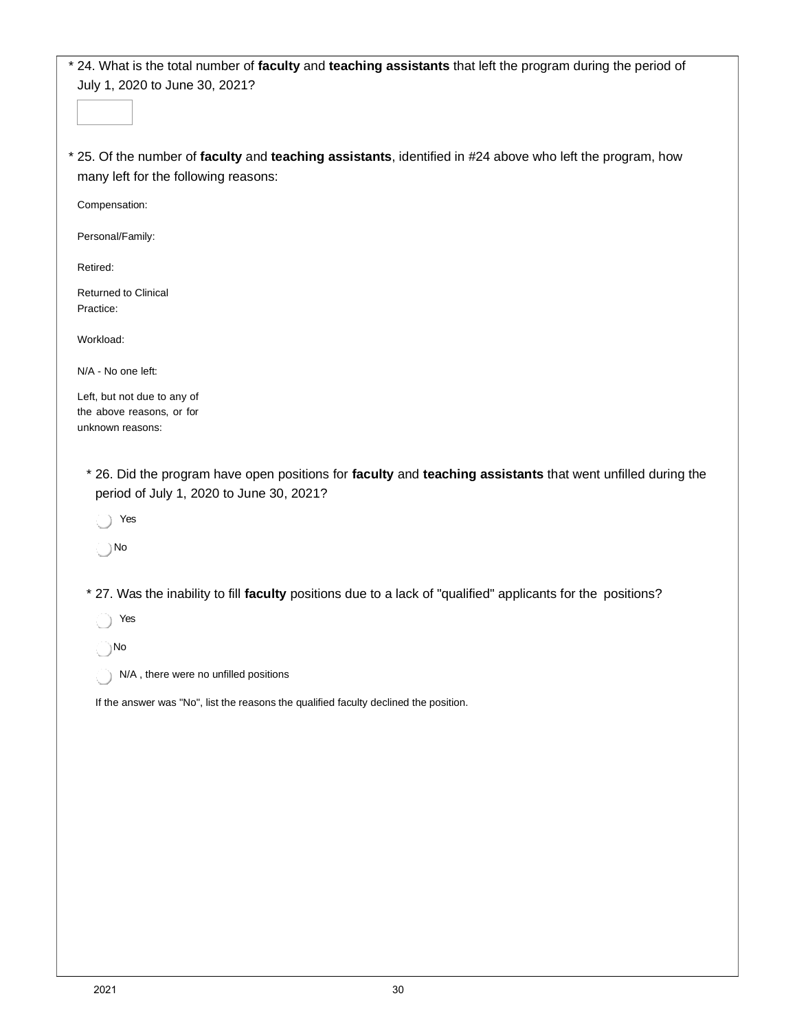\* 24. What is the total number of **faculty** and **teaching assistants** that left the program during the period of July 1, 2020 to June 30, 2021?

\* 25. Of the number of **faculty** and **teaching assistants**, identified in #24 above who left the program, how many left for the following reasons:

Compensation:

Personal/Family:

Retired:

Returned to Clinical Practice:

Workload:

N/A - No one left:

Left, but not due to any of the above reasons, or for unknown reasons:

\* 26. Did the program have open positions for **faculty** and **teaching assistants** that went unfilled during the period of July 1, 2020 to June 30, 2021?

- Yes
- No

\* 27. Was the inability to fill **faculty** positions due to a lack of "qualified" applicants for the positions?

- Yes
- No
- N/A , there were no unfilled positions

If the answer was "No", list the reasons the qualified faculty declined the position.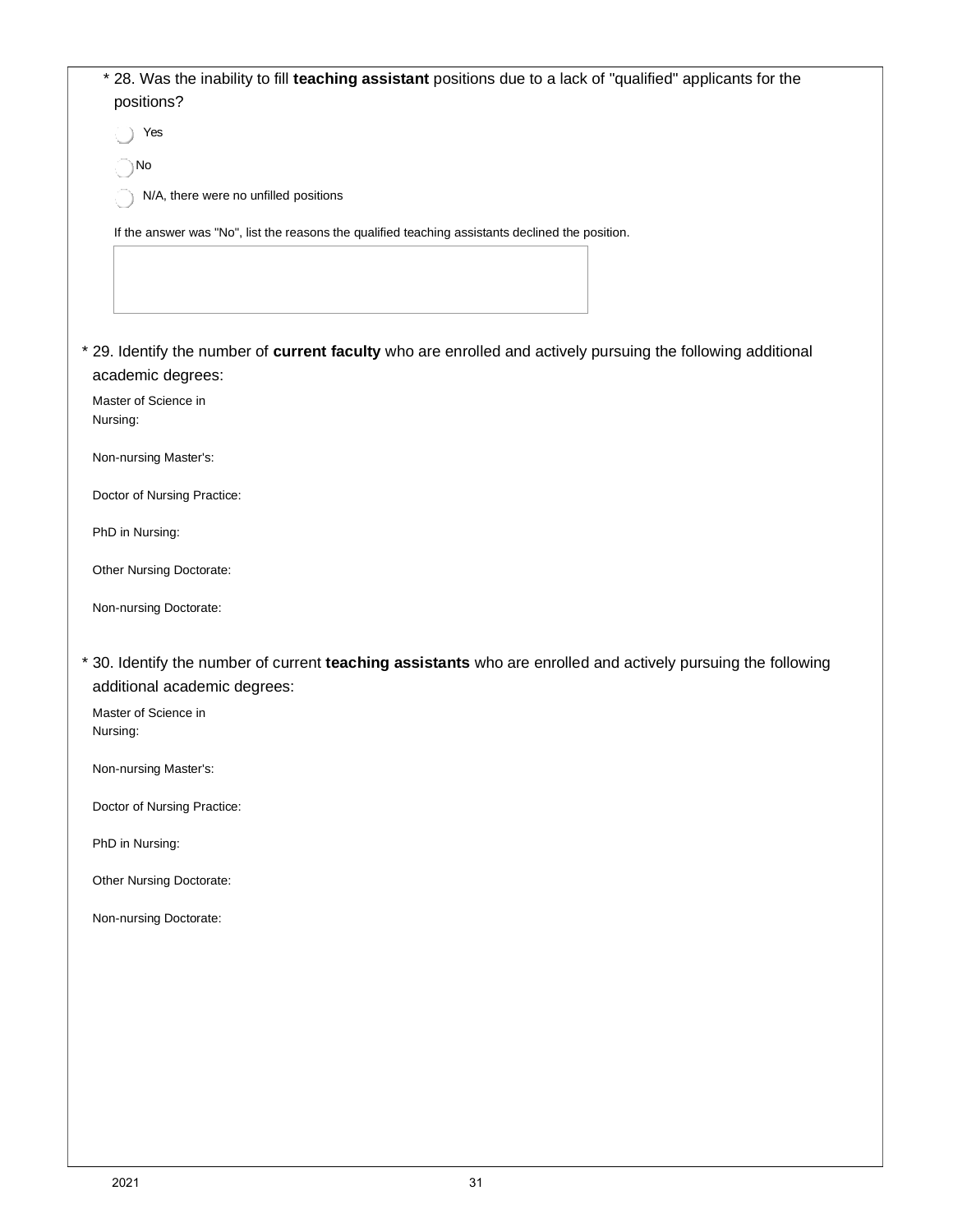\* 28. Was the inability to fill **teaching assistant** positions due to a lack of "qualified" applicants for the positions?

- Yes
- No
- N/A, there were no unfilled positions

If the answer was "No", list the reasons the qualified teaching assistants declined the position.

\* 29. Identify the number of **current faculty** who are enrolled and actively pursuing the following additional academic degrees:

Master of Science in Nursing:

Non-nursing Master's:

Doctor of Nursing Practice:

PhD in Nursing:

Other Nursing Doctorate:

Non-nursing Doctorate:

\* 30. Identify the number of current **teaching assistants** who are enrolled and actively pursuing the following additional academic degrees:

Master of Science in Nursing:

Non-nursing Master's:

Doctor of Nursing Practice:

PhD in Nursing:

Other Nursing Doctorate:

Non-nursing Doctorate: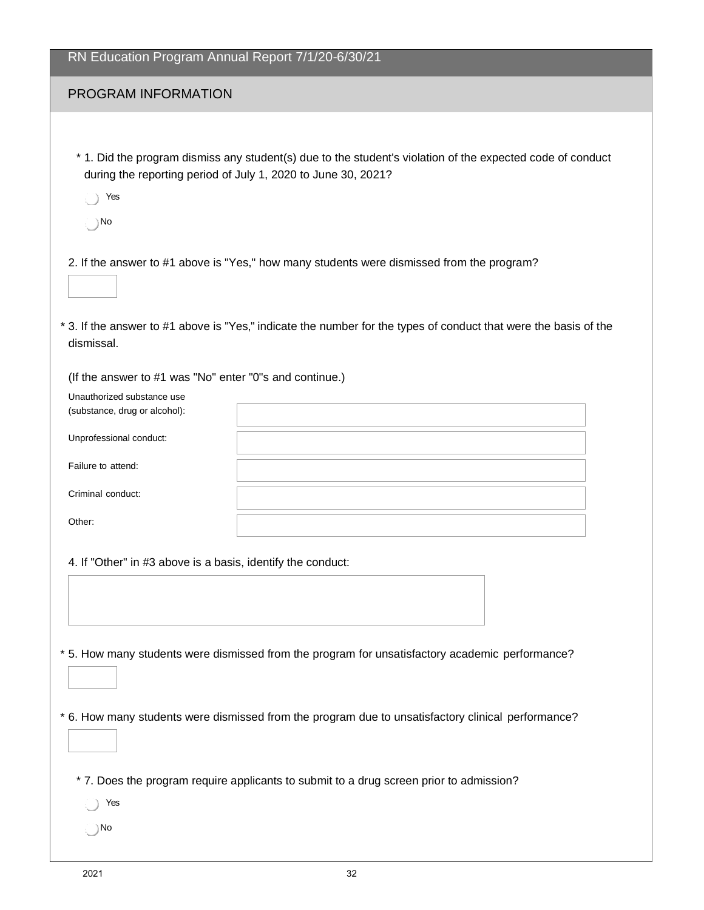## RN Education Program Annual Report 7/1/20-6/30/21

### PROGRAM INFORMATION

\* 1. Did the program dismiss any student(s) due to the student's violation of the expected code of conduct during the reporting period of July 1, 2020 to June 30, 2021?

- Yes
- No

2. If the answer to #1 above is "Yes," how many students were dismissed from the program?

\* 3. If the answer to #1 above is "Yes," indicate the number for the types of conduct that were the basis of the dismissal.

(If the answer to #1 was "No" enter "0"s and continue.)

| | |
|---|---|
| Unauthorized substance use (substance, drug or alcohol): | |
| Unprofessional conduct: | |
| Failure to attend: | |
| Criminal conduct: | |
| Other: | |

4. If "Other" in #3 above is a basis, identify the conduct:

\* 5. How many students were dismissed from the program for unsatisfactory academic performance?

\* 6. How many students were dismissed from the program due to unsatisfactory clinical performance?

\* 7. Does the program require applicants to submit to a drug screen prior to admission?

- Yes
- No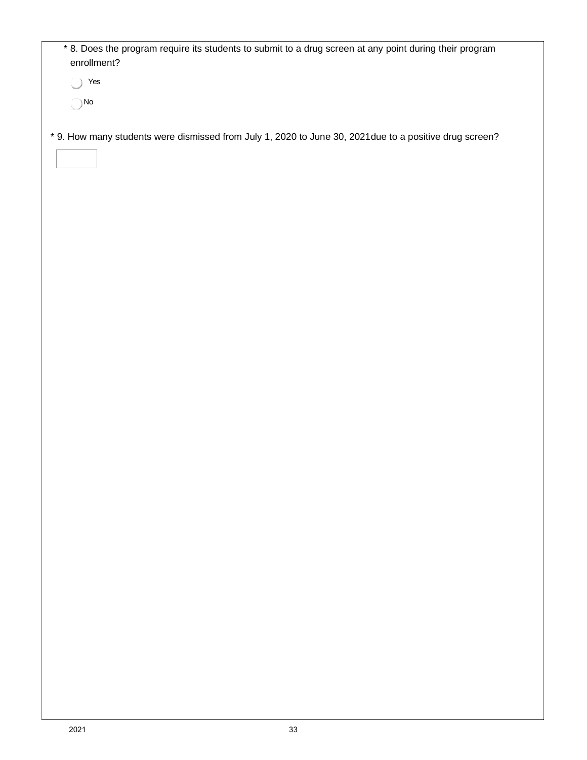* 8. Does the program require its students to submit to a drug screen at any point during their program enrollment?

- Yes
- No

* 9. How many students were dismissed from July 1, 2020 to June 30, 2021due to a positive drug screen?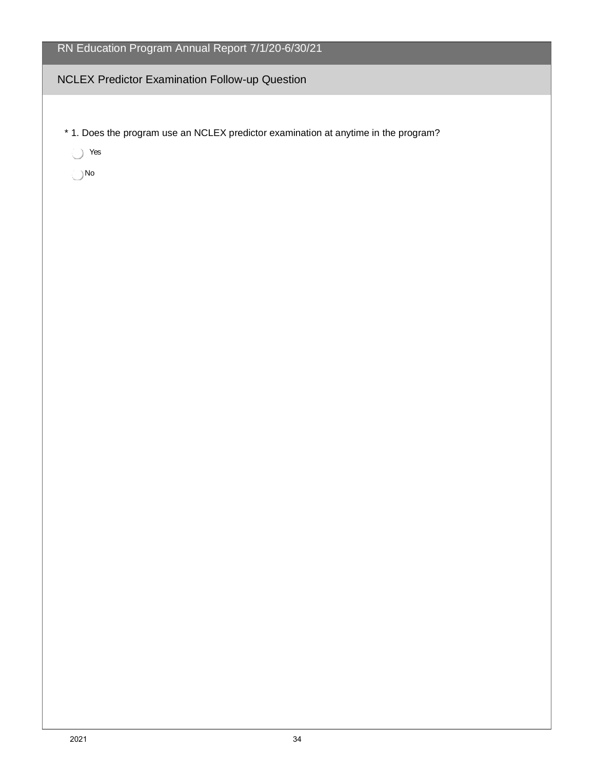## RN Education Program Annual Report 7/1/20-6/30/21

### NCLEX Predictor Examination Follow-up Question

* 1. Does the program use an NCLEX predictor examination at anytime in the program?

- Yes
- No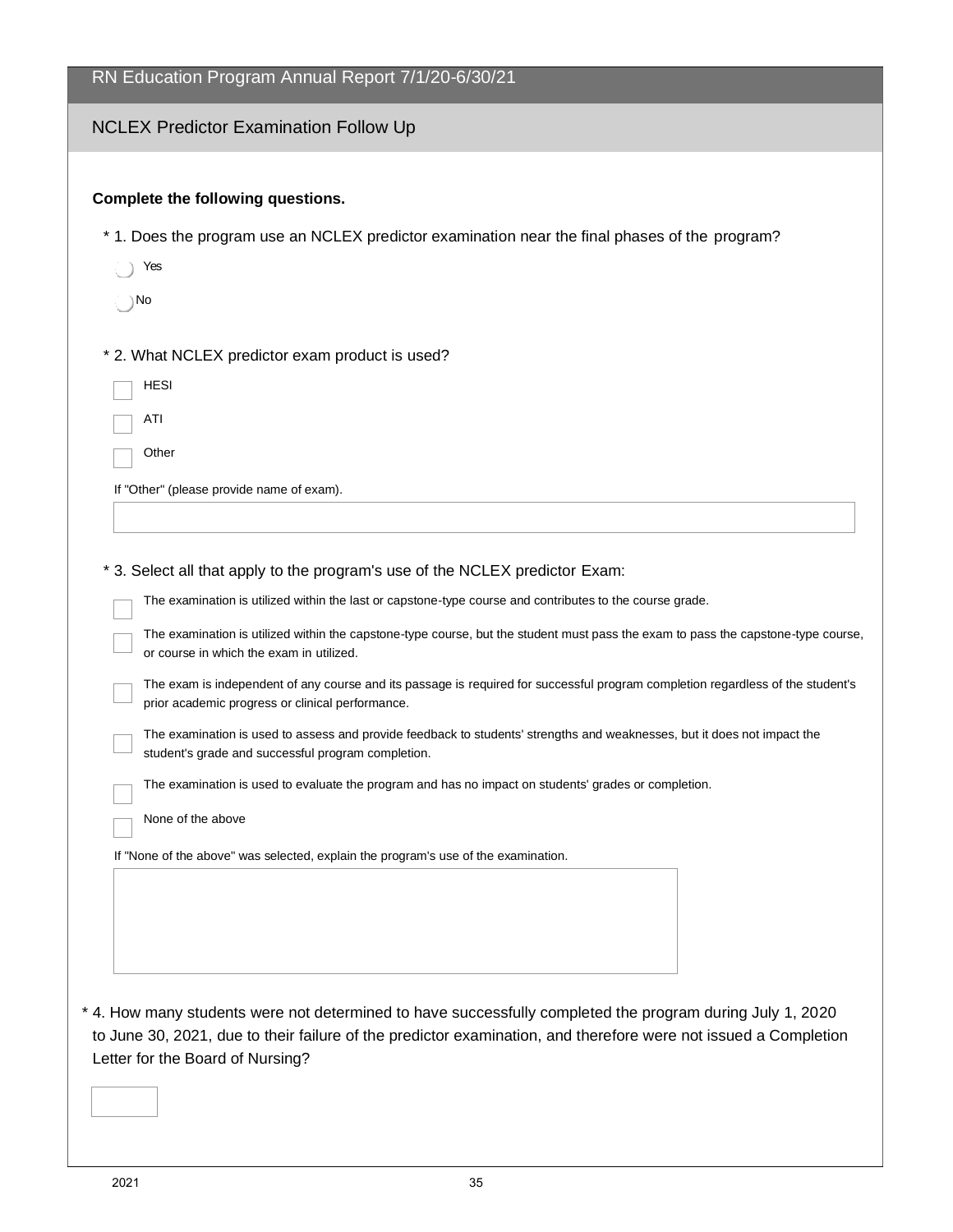# RN Education Program Annual Report 7/1/20-6/30/21

## NCLEX Predictor Examination Follow Up

**Complete the following questions.**

* 1. Does the program use an NCLEX predictor examination near the final phases of the program?

- ○ Yes
- ○ No

* 2. What NCLEX predictor exam product is used?

- ☐ HESI
- ☐ ATI
- ☐ Other

If "Other" (please provide name of exam).

[ ]

* 3. Select all that apply to the program's use of the NCLEX predictor Exam:

- ☐ The examination is utilized within the last or capstone-type course and contributes to the course grade.
- ☐ The examination is utilized within the capstone-type course, but the student must pass the exam to pass the capstone-type course, or course in which the exam in utilized.
- ☐ The exam is independent of any course and its passage is required for successful program completion regardless of the student's prior academic progress or clinical performance.
- ☐ The examination is used to assess and provide feedback to students' strengths and weaknesses, but it does not impact the student's grade and successful program completion.
- ☐ The examination is used to evaluate the program and has no impact on students' grades or completion.
- ☐ None of the above

If "None of the above" was selected, explain the program's use of the examination.

[ ]

* 4. How many students were not determined to have successfully completed the program during July 1, 2020 to June 30, 2021, due to their failure of the predictor examination, and therefore were not issued a Completion Letter for the Board of Nursing?

[ ]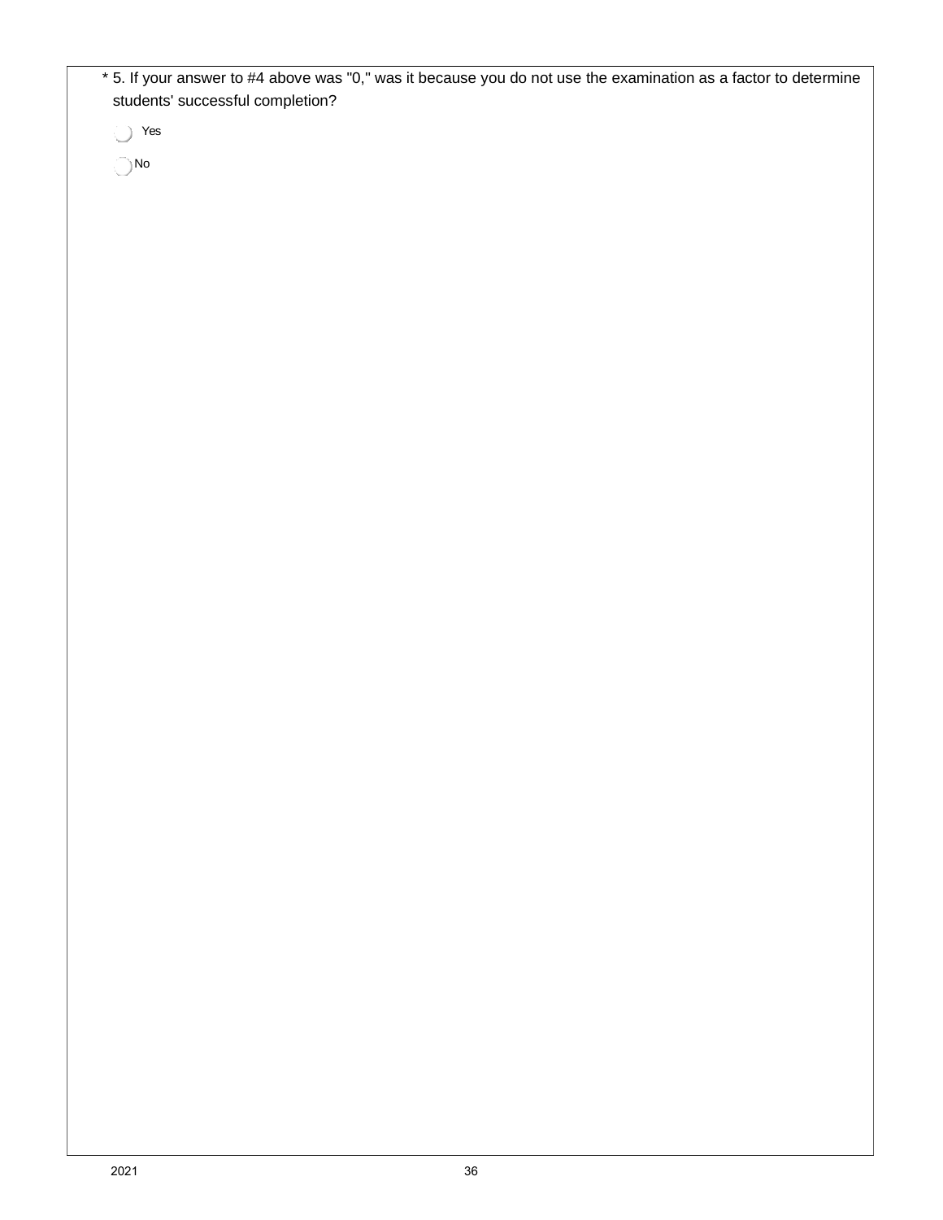* 5. If your answer to #4 above was "0," was it because you do not use the examination as a factor to determine students' successful completion?

- Yes
- No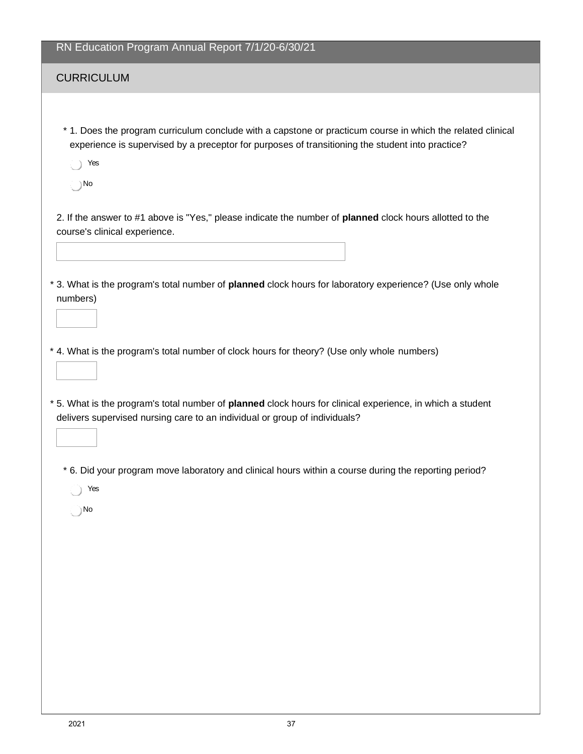RN Education Program Annual Report 7/1/20-6/30/21

## CURRICULUM

* 1. Does the program curriculum conclude with a capstone or practicum course in which the related clinical experience is supervised by a preceptor for purposes of transitioning the student into practice?

- Yes
- No

2. If the answer to #1 above is "Yes," please indicate the number of **planned** clock hours allotted to the course's clinical experience.

* 3. What is the program's total number of **planned** clock hours for laboratory experience? (Use only whole numbers)

* 4. What is the program's total number of clock hours for theory? (Use only whole numbers)

* 5. What is the program's total number of **planned** clock hours for clinical experience, in which a student delivers supervised nursing care to an individual or group of individuals?

* 6. Did your program move laboratory and clinical hours within a course during the reporting period?

- Yes
- No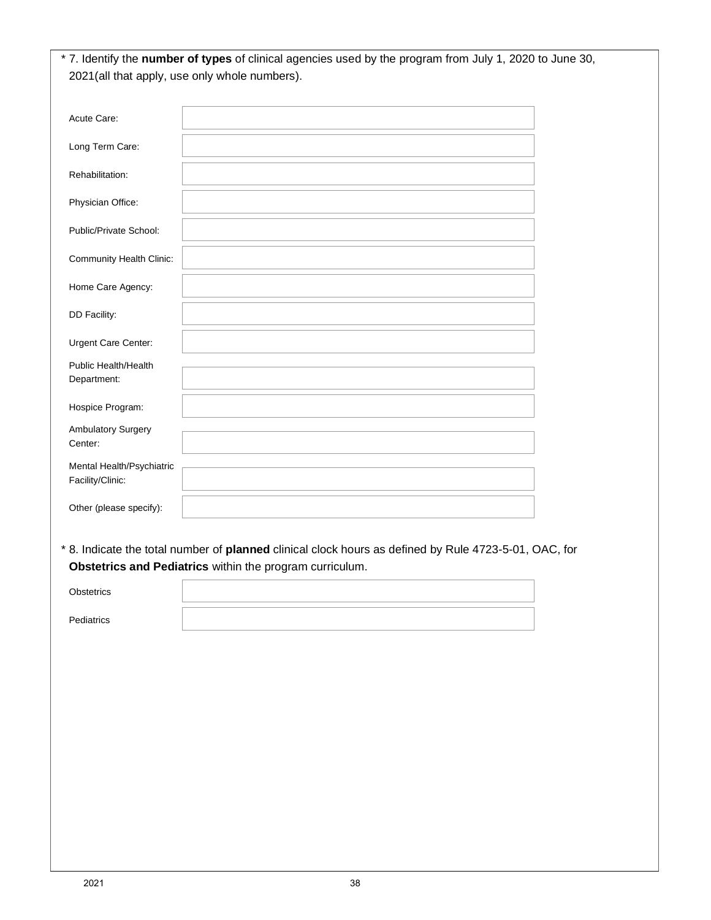\* 7. Identify the **number of types** of clinical agencies used by the program from July 1, 2020 to June 30, 2021(all that apply, use only whole numbers).

| | |
|---|---|
| Acute Care: | |
| Long Term Care: | |
| Rehabilitation: | |
| Physician Office: | |
| Public/Private School: | |
| Community Health Clinic: | |
| Home Care Agency: | |
| DD Facility: | |
| Urgent Care Center: | |
| Public Health/Health Department: | |
| Hospice Program: | |
| Ambulatory Surgery Center: | |
| Mental Health/Psychiatric Facility/Clinic: | |
| Other (please specify): | |

\* 8. Indicate the total number of **planned** clinical clock hours as defined by Rule 4723-5-01, OAC, for **Obstetrics and Pediatrics** within the program curriculum.

| | |
|---|---|
| Obstetrics | |
| Pediatrics | |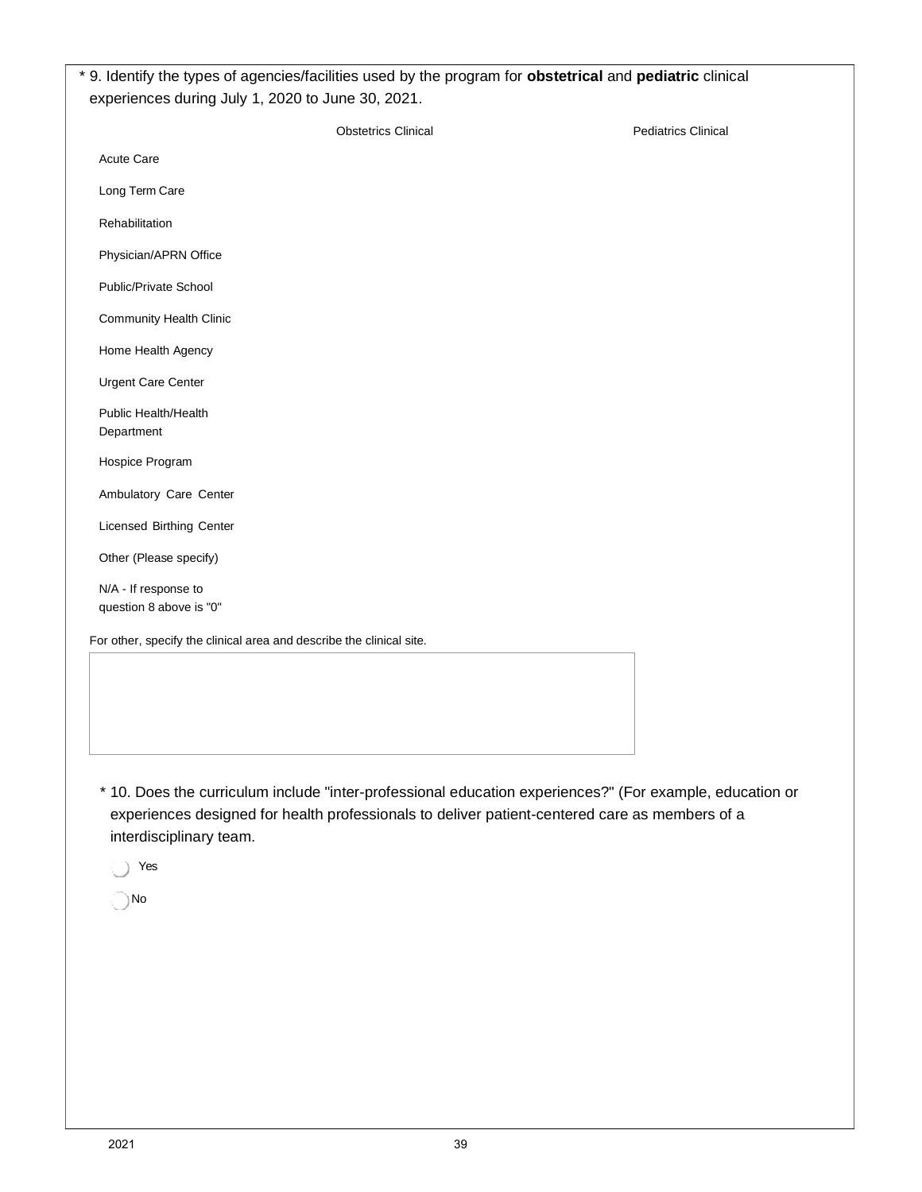\* 9. Identify the types of agencies/facilities used by the program for **obstetrical** and **pediatric** clinical experiences during July 1, 2020 to June 30, 2021.

| | Obstetrics Clinical | Pediatrics Clinical |
|---|---|---|
| Acute Care | | |
| Long Term Care | | |
| Rehabilitation | | |
| Physician/APRN Office | | |
| Public/Private School | | |
| Community Health Clinic | | |
| Home Health Agency | | |
| Urgent Care Center | | |
| Public Health/Health Department | | |
| Hospice Program | | |
| Ambulatory Care Center | | |
| Licensed Birthing Center | | |
| Other (Please specify) | | |
| N/A - If response to question 8 above is "0" | | |

For other, specify the clinical area and describe the clinical site.

\* 10. Does the curriculum include "inter-professional education experiences?" (For example, education or experiences designed for health professionals to deliver patient-centered care as members of a interdisciplinary team.

- Yes
- No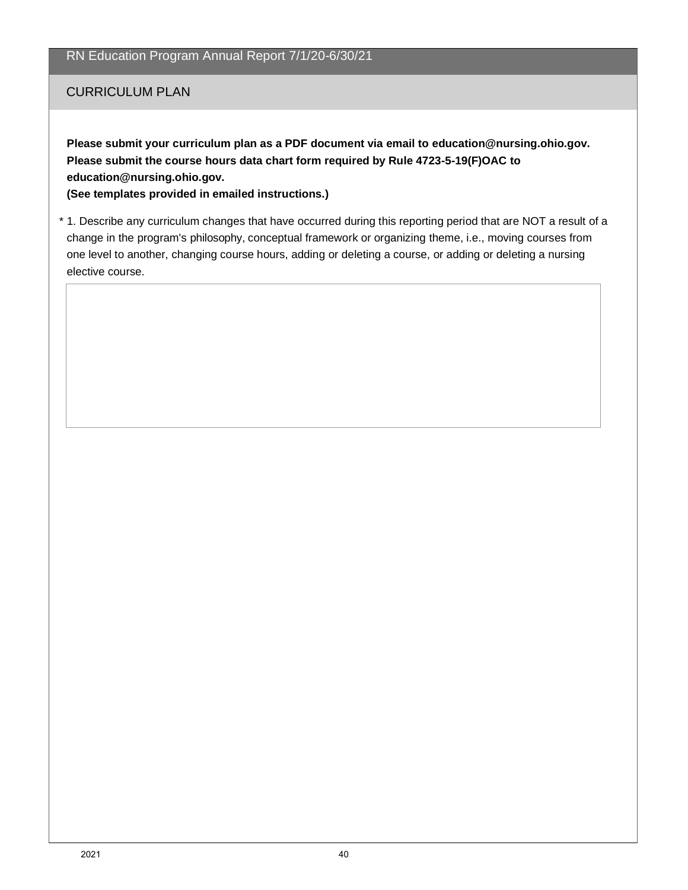## CURRICULUM PLAN

**Please submit your curriculum plan as a PDF document via email to education@nursing.ohio.gov. Please submit the course hours data chart form required by Rule 4723-5-19(F)OAC to education@nursing.ohio.gov. (See templates provided in emailed instructions.)**

\* 1. Describe any curriculum changes that have occurred during this reporting period that are NOT a result of a change in the program's philosophy, conceptual framework or organizing theme, i.e., moving courses from one level to another, changing course hours, adding or deleting a course, or adding or deleting a nursing elective course.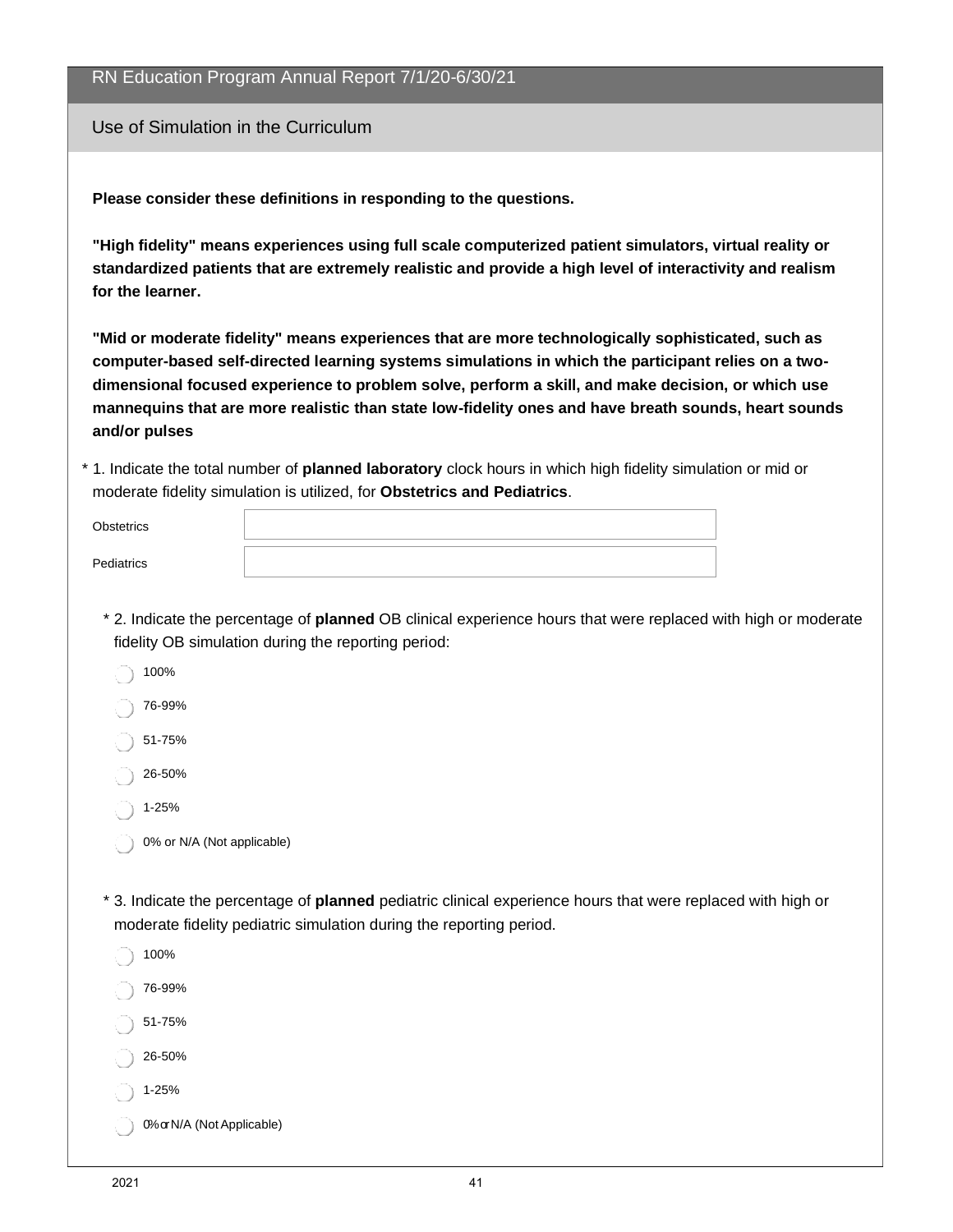# RN Education Program Annual Report 7/1/20-6/30/21

## Use of Simulation in the Curriculum

**Please consider these definitions in responding to the questions.**

**"High fidelity" means experiences using full scale computerized patient simulators, virtual reality or standardized patients that are extremely realistic and provide a high level of interactivity and realism for the learner.**

**"Mid or moderate fidelity" means experiences that are more technologically sophisticated, such as computer-based self-directed learning systems simulations in which the participant relies on a two-dimensional focused experience to problem solve, perform a skill, and make decision, or which use mannequins that are more realistic than state low-fidelity ones and have breath sounds, heart sounds and/or pulses**

\* 1. Indicate the total number of **planned laboratory** clock hours in which high fidelity simulation or mid or moderate fidelity simulation is utilized, for **Obstetrics and Pediatrics**.

Obstetrics ______

Pediatrics ______

\* 2. Indicate the percentage of **planned** OB clinical experience hours that were replaced with high or moderate fidelity OB simulation during the reporting period:

- 100%
- 76-99%
- 51-75%
- 26-50%
- 1-25%
- 0% or N/A (Not applicable)

\* 3. Indicate the percentage of **planned** pediatric clinical experience hours that were replaced with high or moderate fidelity pediatric simulation during the reporting period.

- 100%
- 76-99%
- 51-75%
- 26-50%
- 1-25%
- 0% or N/A (Not Applicable)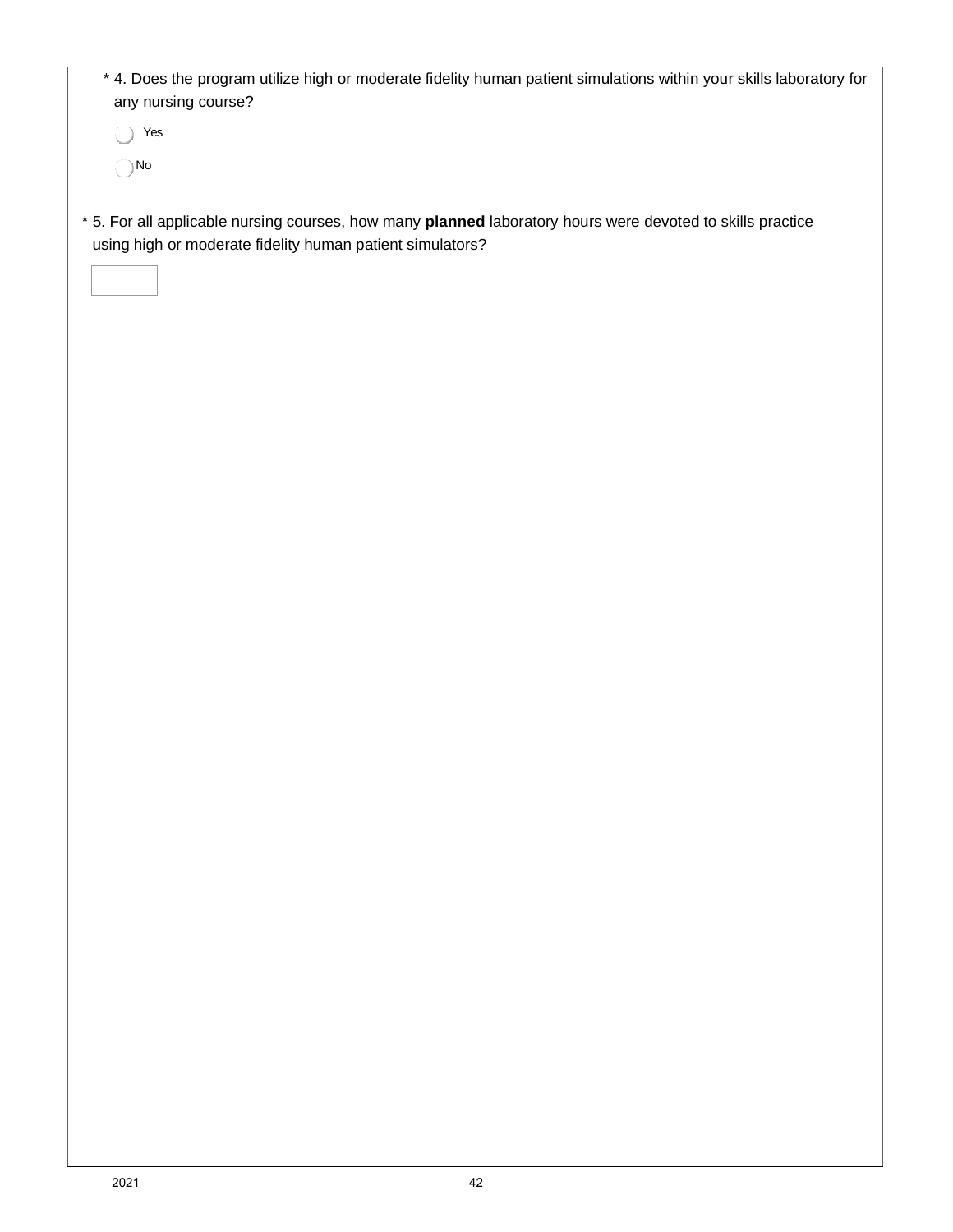\* 4. Does the program utilize high or moderate fidelity human patient simulations within your skills laboratory for any nursing course?

- ◯ Yes
- ◯ No

\* 5. For all applicable nursing courses, how many **planned** laboratory hours were devoted to skills practice using high or moderate fidelity human patient simulators?

[ ]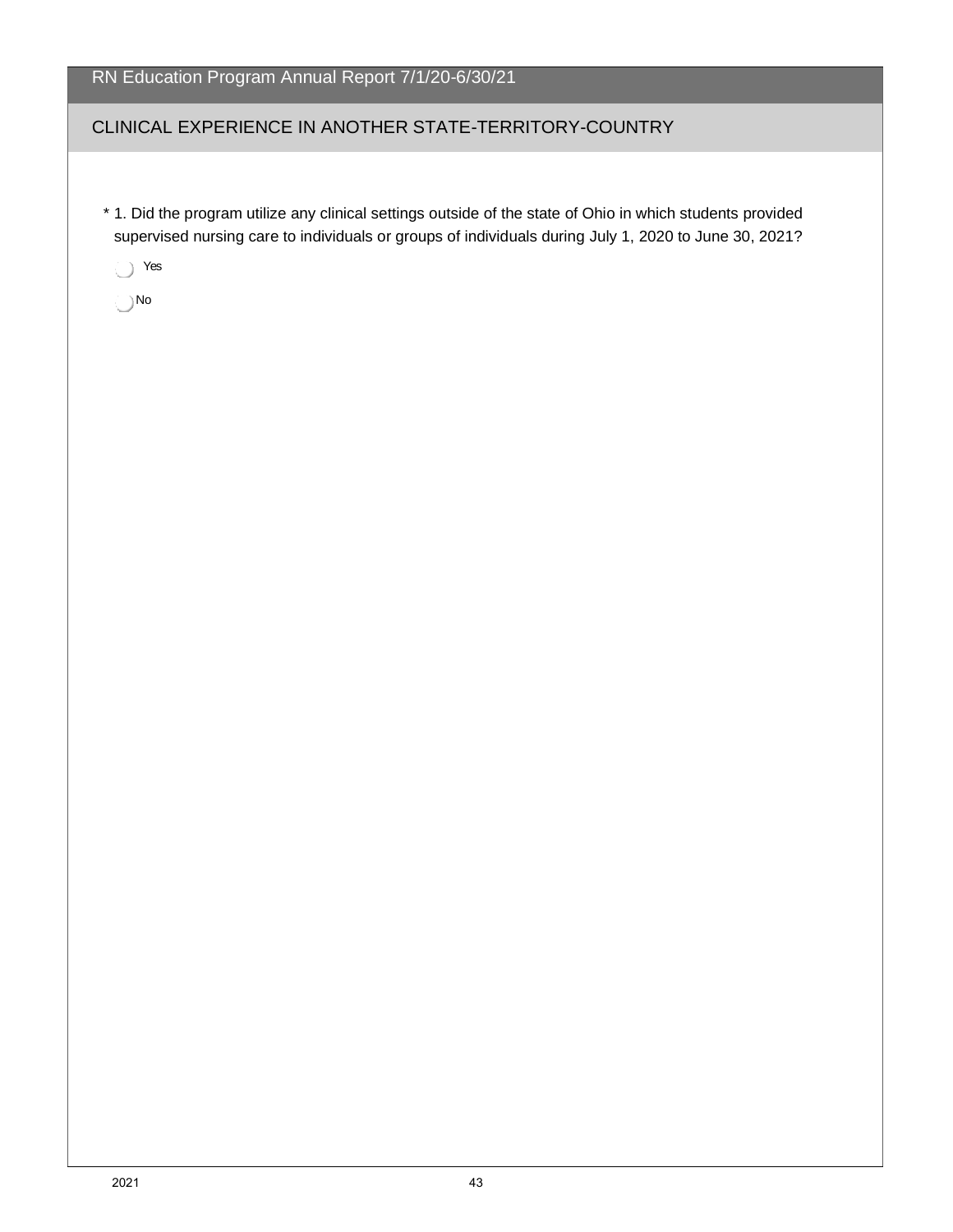## CLINICAL EXPERIENCE IN ANOTHER STATE-TERRITORY-COUNTRY

* 1. Did the program utilize any clinical settings outside of the state of Ohio in which students provided supervised nursing care to individuals or groups of individuals during July 1, 2020 to June 30, 2021?

- Yes
- No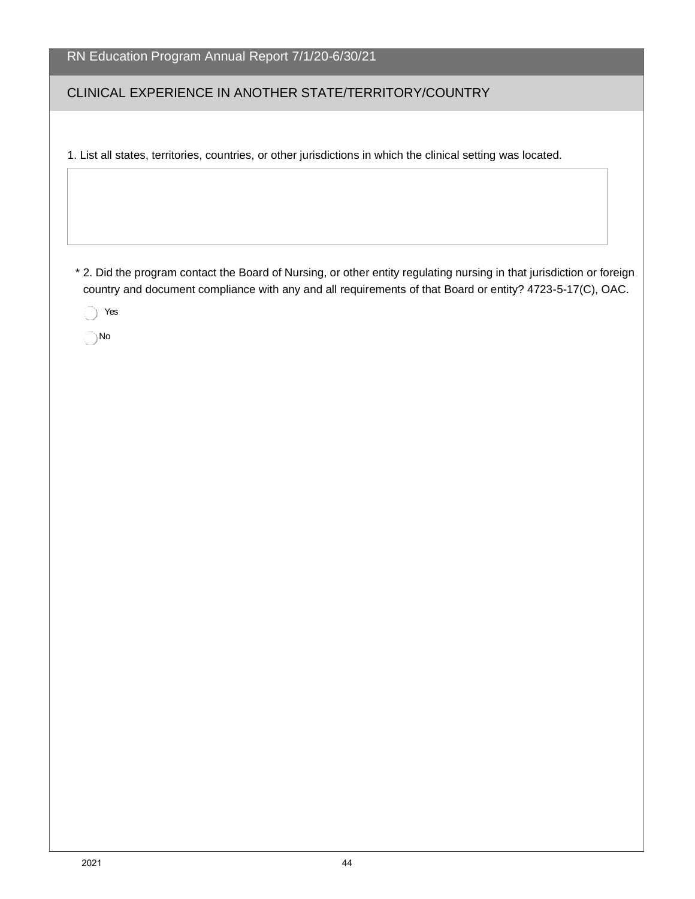## CLINICAL EXPERIENCE IN ANOTHER STATE/TERRITORY/COUNTRY

1. List all states, territories, countries, or other jurisdictions in which the clinical setting was located.

\* 2. Did the program contact the Board of Nursing, or other entity regulating nursing in that jurisdiction or foreign country and document compliance with any and all requirements of that Board or entity? 4723-5-17(C), OAC.

- ◯ Yes
- ◯ No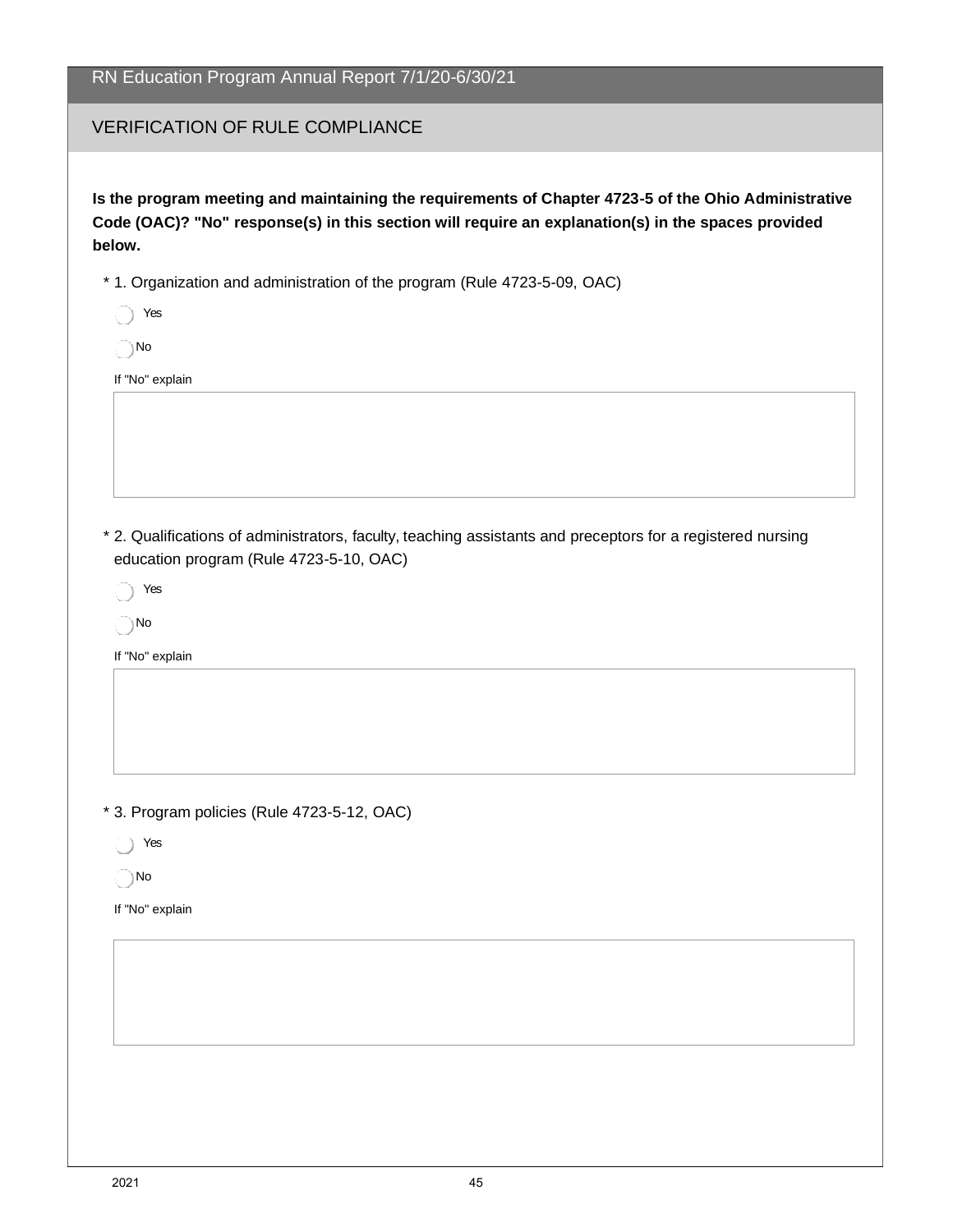RN Education Program Annual Report 7/1/20-6/30/21

## VERIFICATION OF RULE COMPLIANCE

**Is the program meeting and maintaining the requirements of Chapter 4723-5 of the Ohio Administrative Code (OAC)? "No" response(s) in this section will require an explanation(s) in the spaces provided below.**

* 1. Organization and administration of the program (Rule 4723-5-09, OAC)

- ( ) Yes
- ( ) No

If "No" explain

* 2. Qualifications of administrators, faculty, teaching assistants and preceptors for a registered nursing education program (Rule 4723-5-10, OAC)

- ( ) Yes
- ( ) No

If "No" explain

* 3. Program policies (Rule 4723-5-12, OAC)

- ( ) Yes
- ( ) No

If "No" explain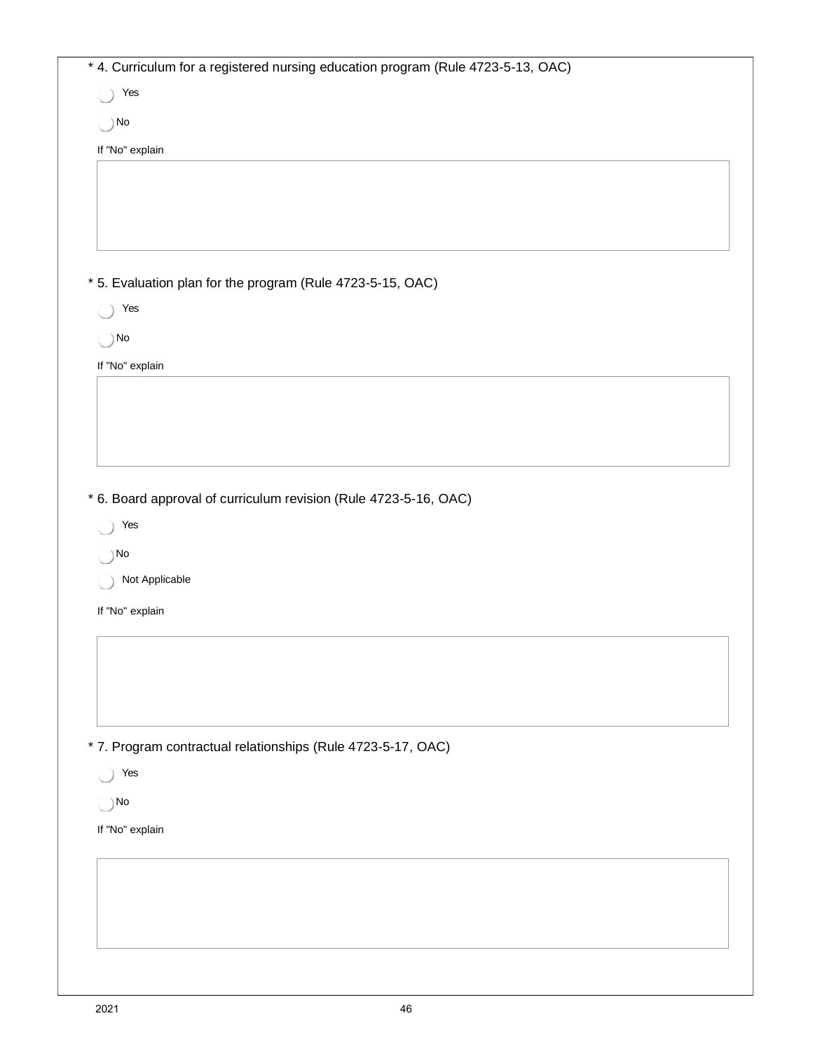\* 4. Curriculum for a registered nursing education program (Rule 4723-5-13, OAC)

- ◯ Yes
- ◯ No

If "No" explain

\* 5. Evaluation plan for the program (Rule 4723-5-15, OAC)

- ◯ Yes
- ◯ No

If "No" explain

\* 6. Board approval of curriculum revision (Rule 4723-5-16, OAC)

- ◯ Yes
- ◯ No
- ◯ Not Applicable

If "No" explain

\* 7. Program contractual relationships (Rule 4723-5-17, OAC)

- ◯ Yes
- ◯ No

If "No" explain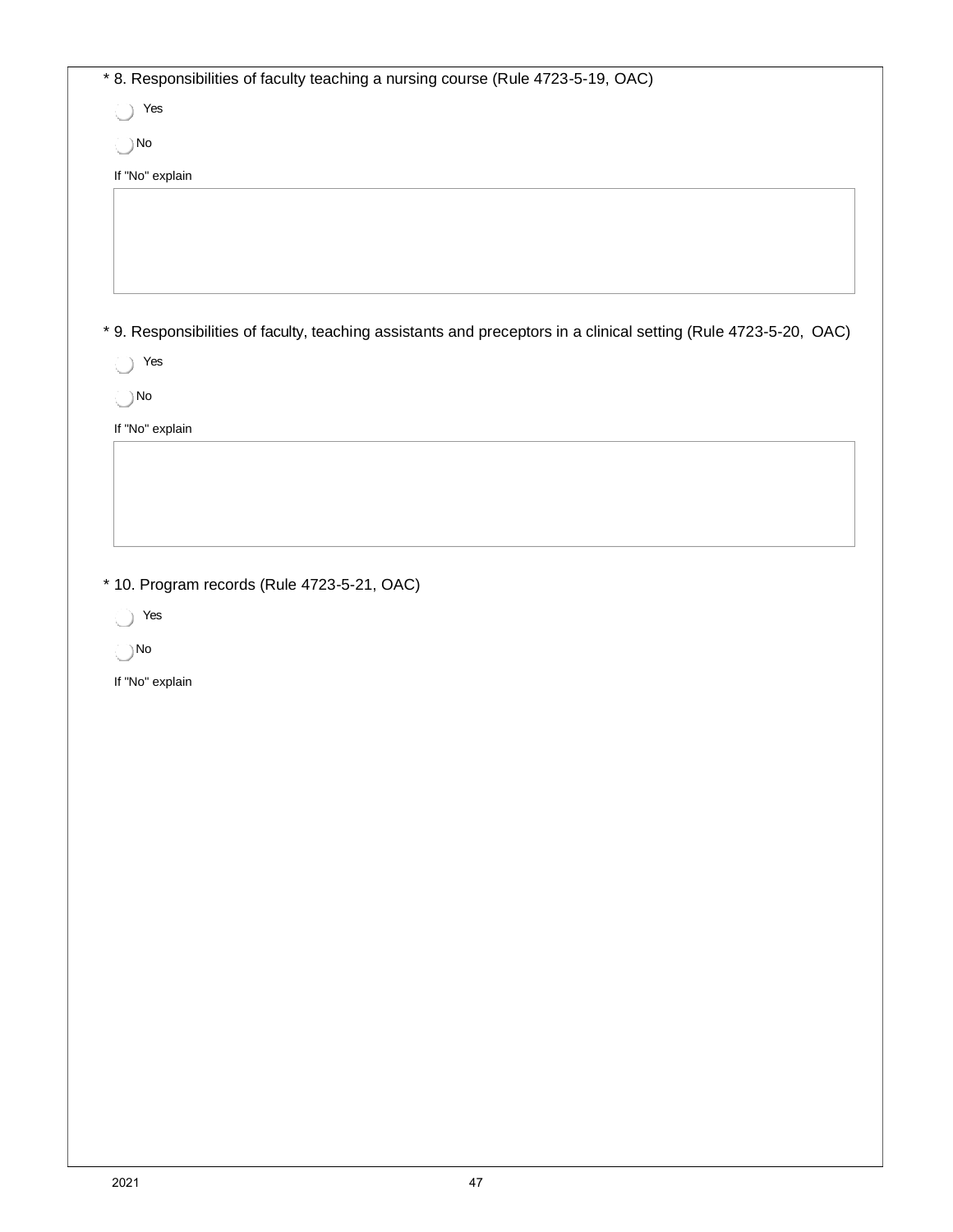* 8. Responsibilities of faculty teaching a nursing course (Rule 4723-5-19, OAC)

- Yes
- No

If "No" explain

* 9. Responsibilities of faculty, teaching assistants and preceptors in a clinical setting (Rule 4723-5-20, OAC)

- Yes
- No

If "No" explain

* 10. Program records (Rule 4723-5-21, OAC)

- Yes
- No

If "No" explain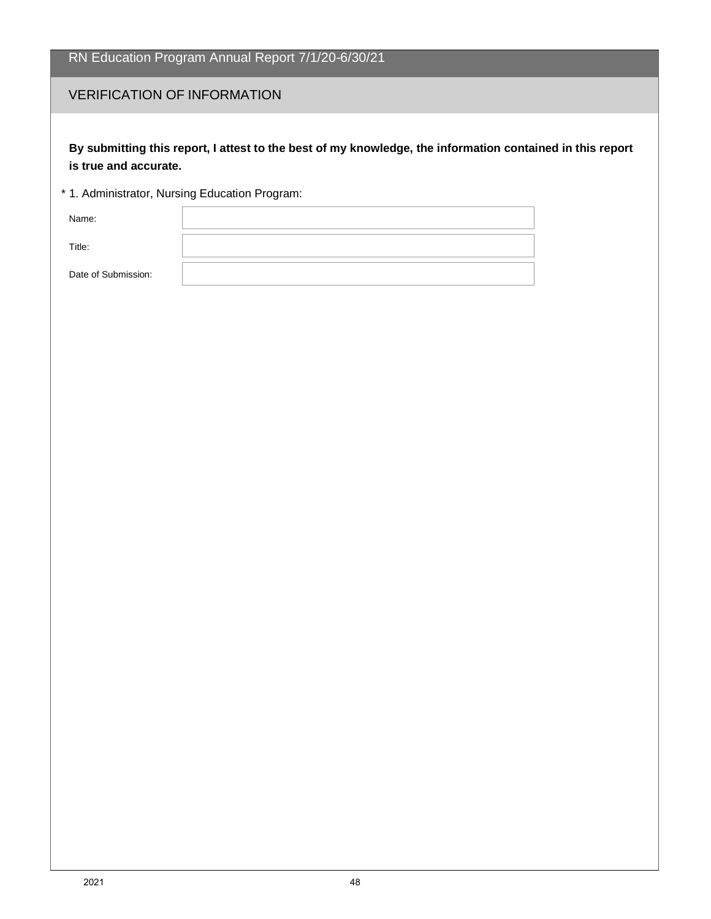# RN Education Program Annual Report 7/1/20-6/30/21

## VERIFICATION OF INFORMATION

**By submitting this report, I attest to the best of my knowledge, the information contained in this report is true and accurate.**

* 1. Administrator, Nursing Education Program:

| | |
|---|---|
| Name: | |
| Title: | |
| Date of Submission: | |